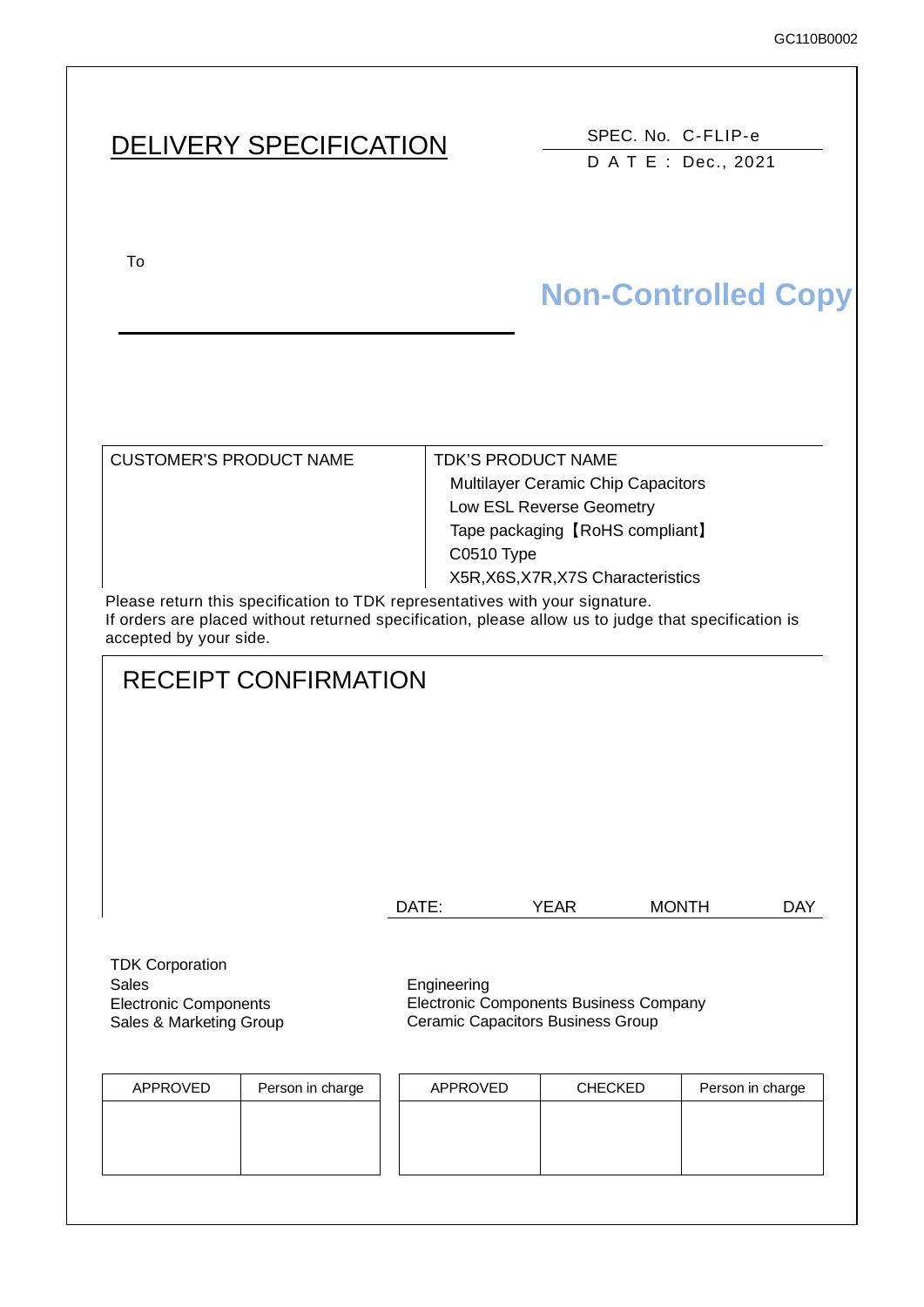# DELIVERY SPECIFICATION

SPEC. No. C-FLIP-e

D A T E : Dec., 2021

To

**Non-Controlled Copy**

| CUSTOMER'S PRODUCT NAME | TDK'S PRODUCT NAME<br>Multilayer Ceramic Chip Capacitors<br>Low ESL Reverse Geometry<br>Tape packaging【RoHS compliant】<br>C0510 Type<br>X5R,X6S,X7R,X7S Characteristics |
|---|---|

Please return this specification to TDK representatives with your signature.
If orders are placed without returned specification, please allow us to judge that specification is accepted by your side.

## RECEIPT CONFIRMATION

DATE: YEAR MONTH DAY

TDK Corporation
Sales
Electronic Components
Sales & Marketing Group

Engineering
Electronic Components Business Company
Ceramic Capacitors Business Group

| APPROVED | Person in charge |
|---|---|
| | |

| APPROVED | CHECKED | Person in charge |
|---|---|---|
| | | |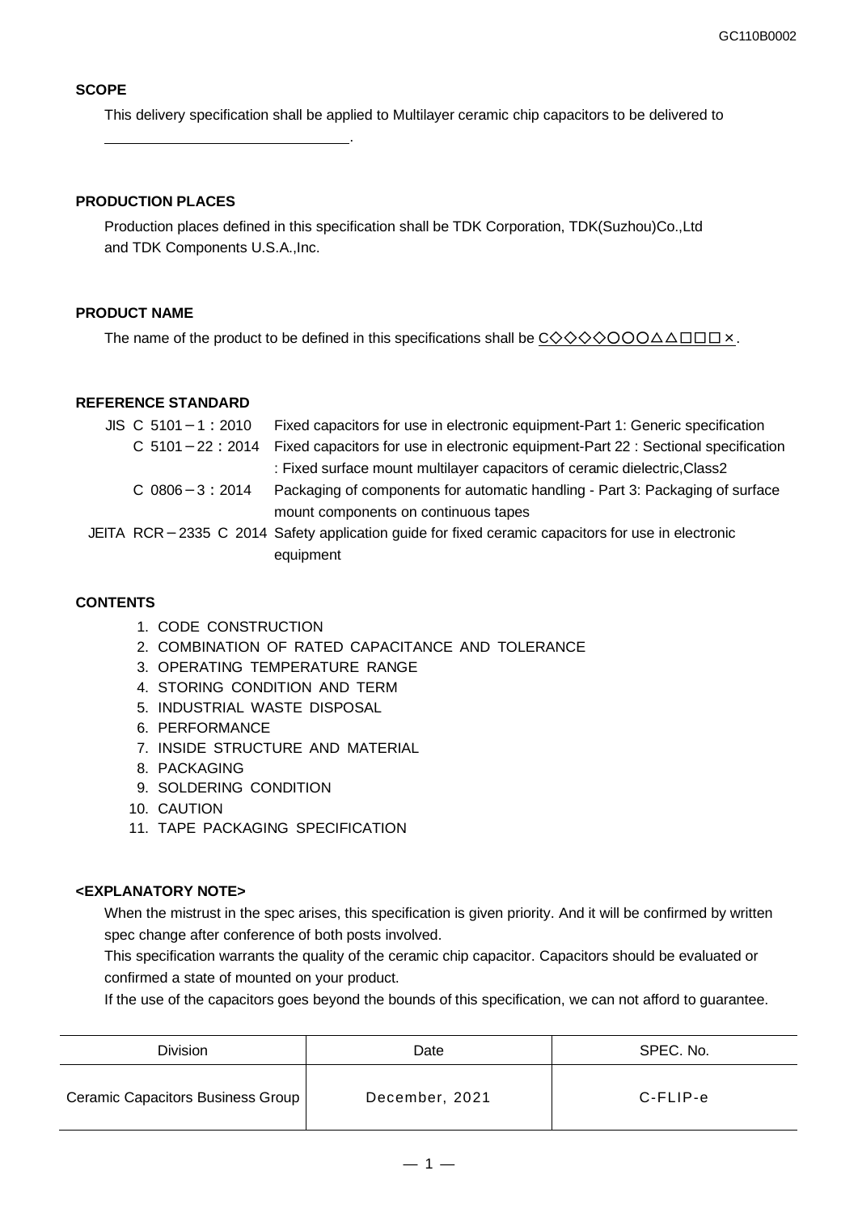**SCOPE**

This delivery specification shall be applied to Multilayer ceramic chip capacitors to be delivered to

\_\_\_\_\_\_\_\_\_\_\_\_\_\_\_\_\_\_\_\_\_\_\_\_\_\_\_\_\_\_.

**PRODUCTION PLACES**

Production places defined in this specification shall be TDK Corporation, TDK(Suzhou)Co.,Ltd and TDK Components U.S.A.,Inc.

**PRODUCT NAME**

The name of the product to be defined in this specifications shall be C◇◇◇◇○○○△△□□□×.

**REFERENCE STANDARD**

| | |
|---|---|
| JIS C 5101－1：2010 | Fixed capacitors for use in electronic equipment-Part 1: Generic specification |
| C 5101－22：2014 | Fixed capacitors for use in electronic equipment-Part 22 : Sectional specification : Fixed surface mount multilayer capacitors of ceramic dielectric,Class2 |
| C 0806－3：2014 | Packaging of components for automatic handling - Part 3: Packaging of surface mount components on continuous tapes |
| JEITA RCR－2335 C 2014 | Safety application guide for fixed ceramic capacitors for use in electronic equipment |

**CONTENTS**

1. CODE CONSTRUCTION
2. COMBINATION OF RATED CAPACITANCE AND TOLERANCE
3. OPERATING TEMPERATURE RANGE
4. STORING CONDITION AND TERM
5. INDUSTRIAL WASTE DISPOSAL
6. PERFORMANCE
7. INSIDE STRUCTURE AND MATERIAL
8. PACKAGING
9. SOLDERING CONDITION
10. CAUTION
11. TAPE PACKAGING SPECIFICATION

**<EXPLANATORY NOTE>**

When the mistrust in the spec arises, this specification is given priority. And it will be confirmed by written spec change after conference of both posts involved.

This specification warrants the quality of the ceramic chip capacitor. Capacitors should be evaluated or confirmed a state of mounted on your product.

If the use of the capacitors goes beyond the bounds of this specification, we can not afford to guarantee.

| Division | Date | SPEC. No. |
|---|---|---|
| Ceramic Capacitors Business Group | December, 2021 | C-FLIP-e |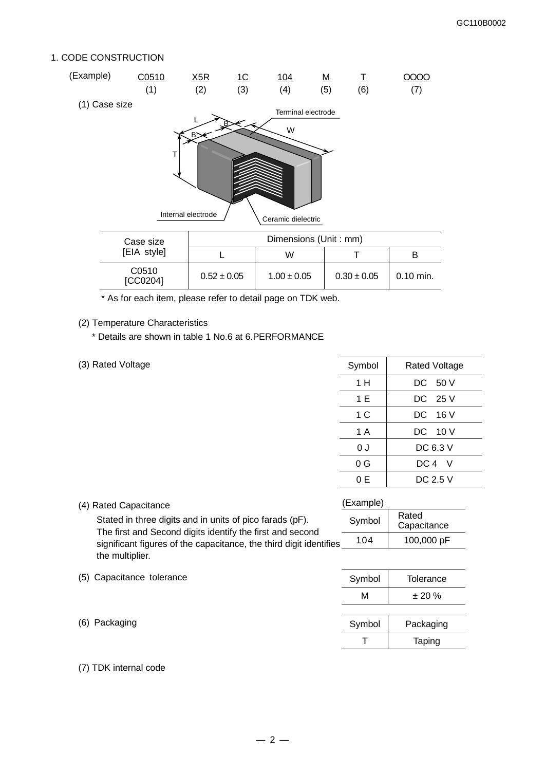## 1. CODE CONSTRUCTION

| (Example) | C0510 | X5R | 1C | 104 | M | T | OOOO |
|---|---|---|---|---|---|---|---|
| | (1) | (2) | (3) | (4) | (5) | (6) | (7) |

(1) Case size

| Case size [EIA style] | Dimensions (Unit : mm) | | | |
|---|---|---|---|---|
| | L | W | T | B |
| C0510 [CC0204] | 0.52 ± 0.05 | 1.00 ± 0.05 | 0.30 ± 0.05 | 0.10 min. |

\* As for each item, please refer to detail page on TDK web.

(2) Temperature Characteristics

\* Details are shown in table 1 No.6 at 6.PERFORMANCE

(3) Rated Voltage

| Symbol | Rated Voltage |
|---|---|
| 1 H | DC 50 V |
| 1 E | DC 25 V |
| 1 C | DC 16 V |
| 1 A | DC 10 V |
| 0 J | DC 6.3 V |
| 0 G | DC 4 V |
| 0 E | DC 2.5 V |

(4) Rated Capacitance

Stated in three digits and in units of pico farads (pF). The first and Second digits identify the first and second significant figures of the capacitance, the third digit identifies the multiplier.

(Example)

| Symbol | Rated Capacitance |
|---|---|
| 104 | 100,000 pF |

(5) Capacitance tolerance

| Symbol | Tolerance |
|---|---|
| M | ± 20 % |

(6) Packaging

| Symbol | Packaging |
|---|---|
| T | Taping |

(7) TDK internal code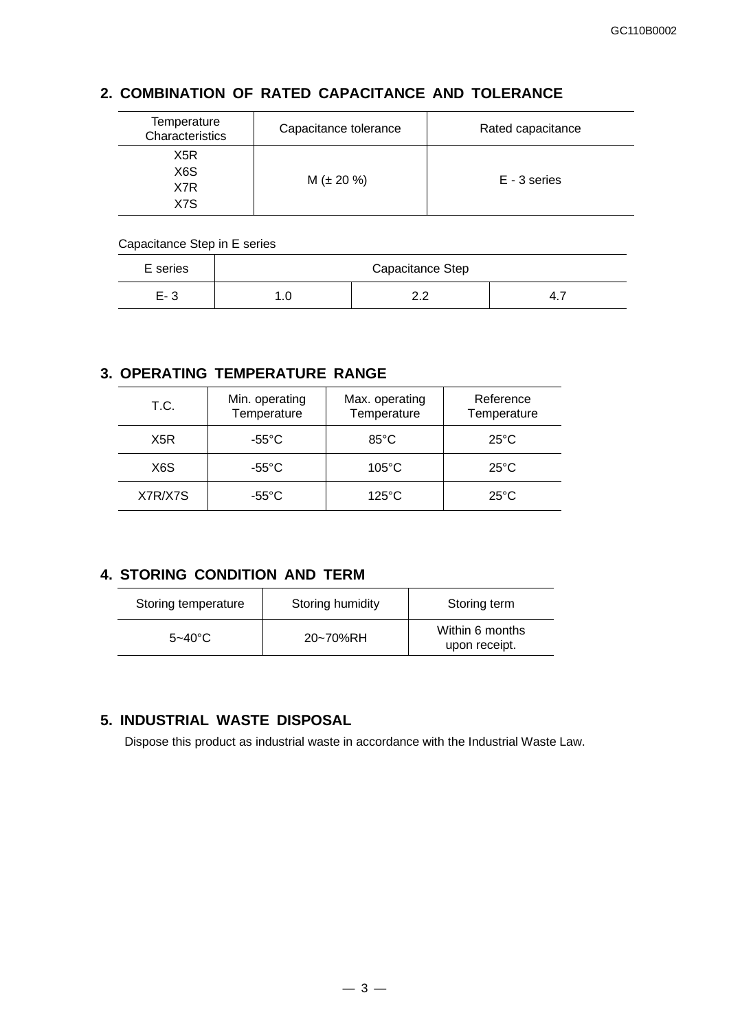## 2. COMBINATION OF RATED CAPACITANCE AND TOLERANCE

| Temperature Characteristics | Capacitance tolerance | Rated capacitance |
|---|---|---|
| X5R<br>X6S<br>X7R<br>X7S | M (± 20 %) | E - 3 series |

Capacitance Step in E series

| E series | Capacitance Step | | |
|---|---|---|---|
| E- 3 | 1.0 | 2.2 | 4.7 |

## 3. OPERATING TEMPERATURE RANGE

| T.C. | Min. operating Temperature | Max. operating Temperature | Reference Temperature |
|---|---|---|---|
| X5R | -55°C | 85°C | 25°C |
| X6S | -55°C | 105°C | 25°C |
| X7R/X7S | -55°C | 125°C | 25°C |

## 4. STORING CONDITION AND TERM

| Storing temperature | Storing humidity | Storing term |
|---|---|---|
| 5~40°C | 20~70%RH | Within 6 months upon receipt. |

## 5. INDUSTRIAL WASTE DISPOSAL

Dispose this product as industrial waste in accordance with the Industrial Waste Law.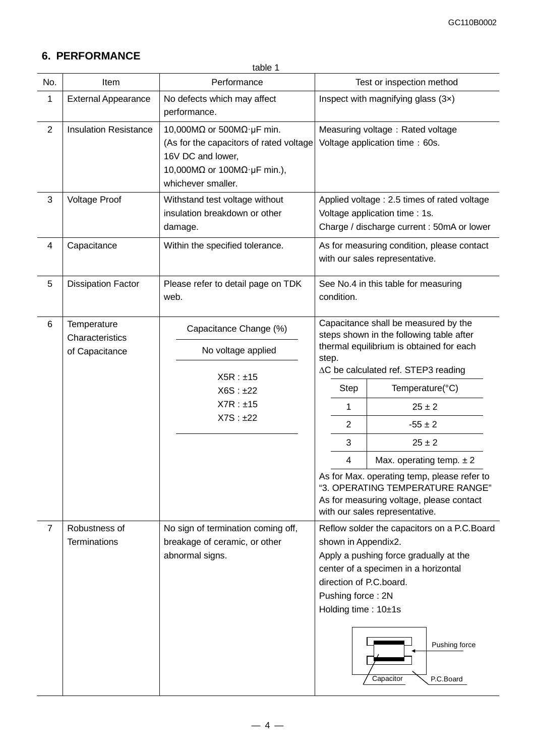## 6. PERFORMANCE

table 1

| No. | Item | Performance | Test or inspection method |
|---|---|---|---|
| 1 | External Appearance | No defects which may affect performance. | Inspect with magnifying glass (3×) |
| 2 | Insulation Resistance | 10,000MΩ or 500MΩ·μF min.<br>(As for the capacitors of rated voltage 16V DC and lower,<br>10,000MΩ or 100MΩ·μF min.),<br>whichever smaller. | Measuring voltage：Rated voltage<br>Voltage application time：60s. |
| 3 | Voltage Proof | Withstand test voltage without insulation breakdown or other damage. | Applied voltage : 2.5 times of rated voltage<br>Voltage application time : 1s.<br>Charge / discharge current : 50mA or lower |
| 4 | Capacitance | Within the specified tolerance. | As for measuring condition, please contact with our sales representative. |
| 5 | Dissipation Factor | Please refer to detail page on TDK web. | See No.4 in this table for measuring condition. |
| 6 | Temperature Characteristics of Capacitance | Capacitance Change (%)<br>No voltage applied<br>X5R : ±15<br>X6S : ±22<br>X7R : ±15<br>X7S : ±22 | Capacitance shall be measured by the steps shown in the following table after thermal equilibrium is obtained for each step.<br>ΔC be calculated ref. STEP3 reading<br>Step 1: 25 ± 2 °C<br>Step 2: -55 ± 2 °C<br>Step 3: 25 ± 2 °C<br>Step 4: Max. operating temp. ± 2 °C<br>As for Max. operating temp, please refer to "3. OPERATING TEMPERATURE RANGE"<br>As for measuring voltage, please contact with our sales representative. |
| 7 | Robustness of Terminations | No sign of termination coming off, breakage of ceramic, or other abnormal signs. | Reflow solder the capacitors on a P.C.Board shown in Appendix2.<br>Apply a pushing force gradually at the center of a specimen in a horizontal direction of P.C.board.<br>Pushing force : 2N<br>Holding time : 10±1s<br>(Figure: Pushing force, Capacitor, P.C.Board) |

| Step | Temperature(°C) |
|---|---|
| 1 | 25 ± 2 |
| 2 | -55 ± 2 |
| 3 | 25 ± 2 |
| 4 | Max. operating temp. ± 2 |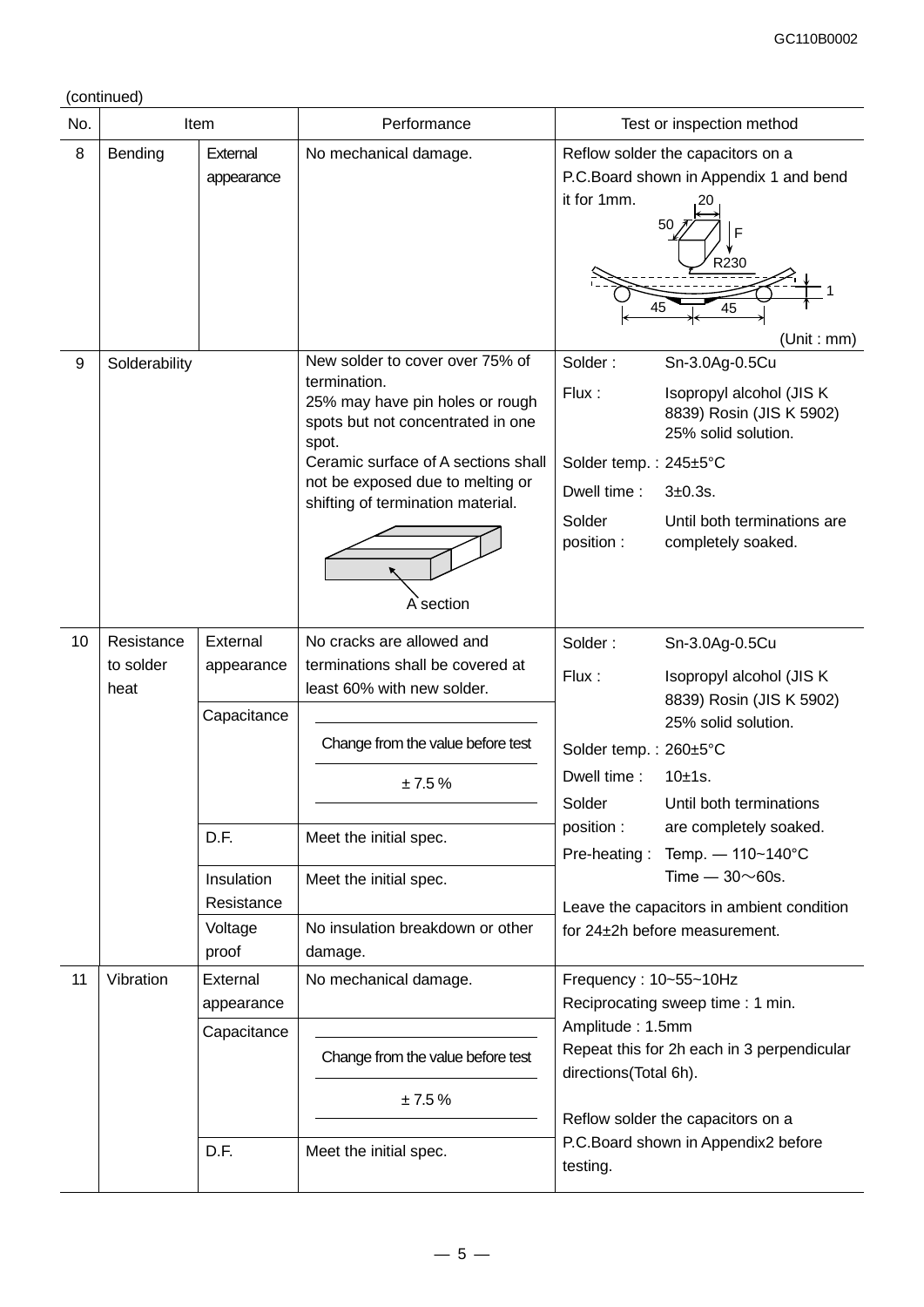(continued)

| No. | Item | | Performance | Test or inspection method |
|---|---|---|---|---|
| 8 | Bending | External appearance | No mechanical damage. | Reflow solder the capacitors on a P.C.Board shown in Appendix 1 and bend it for 1mm. (20, 50, F, R230, 1, 45, 45) (Unit : mm) |
| 9 | Solderability | | New solder to cover over 75% of termination. 25% may have pin holes or rough spots but not concentrated in one spot. Ceramic surface of A sections shall not be exposed due to melting or shifting of termination material. (A section) | Solder : Sn-3.0Ag-0.5Cu<br>Flux : Isopropyl alcohol (JIS K 8839) Rosin (JIS K 5902) 25% solid solution.<br>Solder temp. : 245±5°C<br>Dwell time : 3±0.3s.<br>Solder position : Until both terminations are completely soaked. |
| 10 | Resistance to solder heat | External appearance | No cracks are allowed and terminations shall be covered at least 60% with new solder. | Solder : Sn-3.0Ag-0.5Cu<br>Flux : Isopropyl alcohol (JIS K 8839) Rosin (JIS K 5902) 25% solid solution.<br>Solder temp. : 260±5°C<br>Dwell time : 10±1s.<br>Solder position : Until both terminations are completely soaked.<br>Pre-heating : Temp. — 110~140°C Time — 30～60s.<br>Leave the capacitors in ambient condition for 24±2h before measurement. |
| | | Capacitance | Change from the value before test: ± 7.5 % | |
| | | D.F. | Meet the initial spec. | |
| | | Insulation Resistance | Meet the initial spec. | |
| | | Voltage proof | No insulation breakdown or other damage. | |
| 11 | Vibration | External appearance | No mechanical damage. | Frequency : 10~55~10Hz<br>Reciprocating sweep time : 1 min.<br>Amplitude : 1.5mm<br>Repeat this for 2h each in 3 perpendicular directions(Total 6h).<br>Reflow solder the capacitors on a P.C.Board shown in Appendix2 before testing. |
| | | Capacitance | Change from the value before test: ± 7.5 % | |
| | | D.F. | Meet the initial spec. | |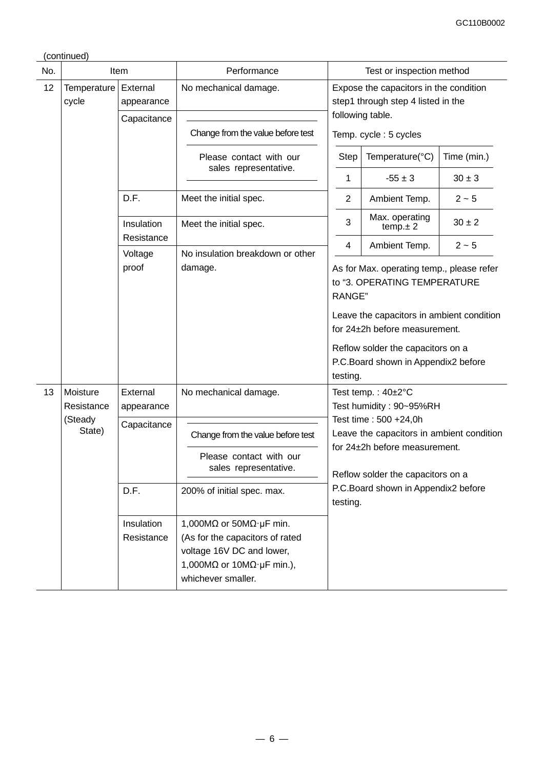(continued)

| No. | Item | | Performance | Test or inspection method |
|---|---|---|---|---|
| 12 | Temperature cycle | External appearance | No mechanical damage. | Expose the capacitors in the condition step1 through step 4 listed in the following table.<br>Temp. cycle : 5 cycles<br><br>Step 1: Temperature -55 ± 3 °C, Time 30 ± 3 min.<br>Step 2: Temperature Ambient Temp., Time 2 ~ 5 min.<br>Step 3: Temperature Max. operating temp.± 2 °C, Time 30 ± 2 min.<br>Step 4: Temperature Ambient Temp., Time 2 ~ 5 min.<br><br>As for Max. operating temp., please refer to "3. OPERATING TEMPERATURE RANGE"<br>Leave the capacitors in ambient condition for 24±2h before measurement.<br>Reflow solder the capacitors on a P.C.Board shown in Appendix2 before testing. |
| | | Capacitance | Change from the value before test: Please contact with our sales representative. | |
| | | D.F. | Meet the initial spec. | |
| | | Insulation Resistance | Meet the initial spec. | |
| | | Voltage proof | No insulation breakdown or other damage. | |
| 13 | Moisture Resistance (Steady State) | External appearance | No mechanical damage. | Test temp. : 40±2°C<br>Test humidity : 90~95%RH<br>Test time : 500 +24,0h<br>Leave the capacitors in ambient condition for 24±2h before measurement.<br><br>Reflow solder the capacitors on a P.C.Board shown in Appendix2 before testing. |
| | | Capacitance | Change from the value before test: Please contact with our sales representative. | |
| | | D.F. | 200% of initial spec. max. | |
| | | Insulation Resistance | 1,000MΩ or 50MΩ·μF min.<br>(As for the capacitors of rated voltage 16V DC and lower, 1,000MΩ or 10MΩ·μF min.), whichever smaller. | |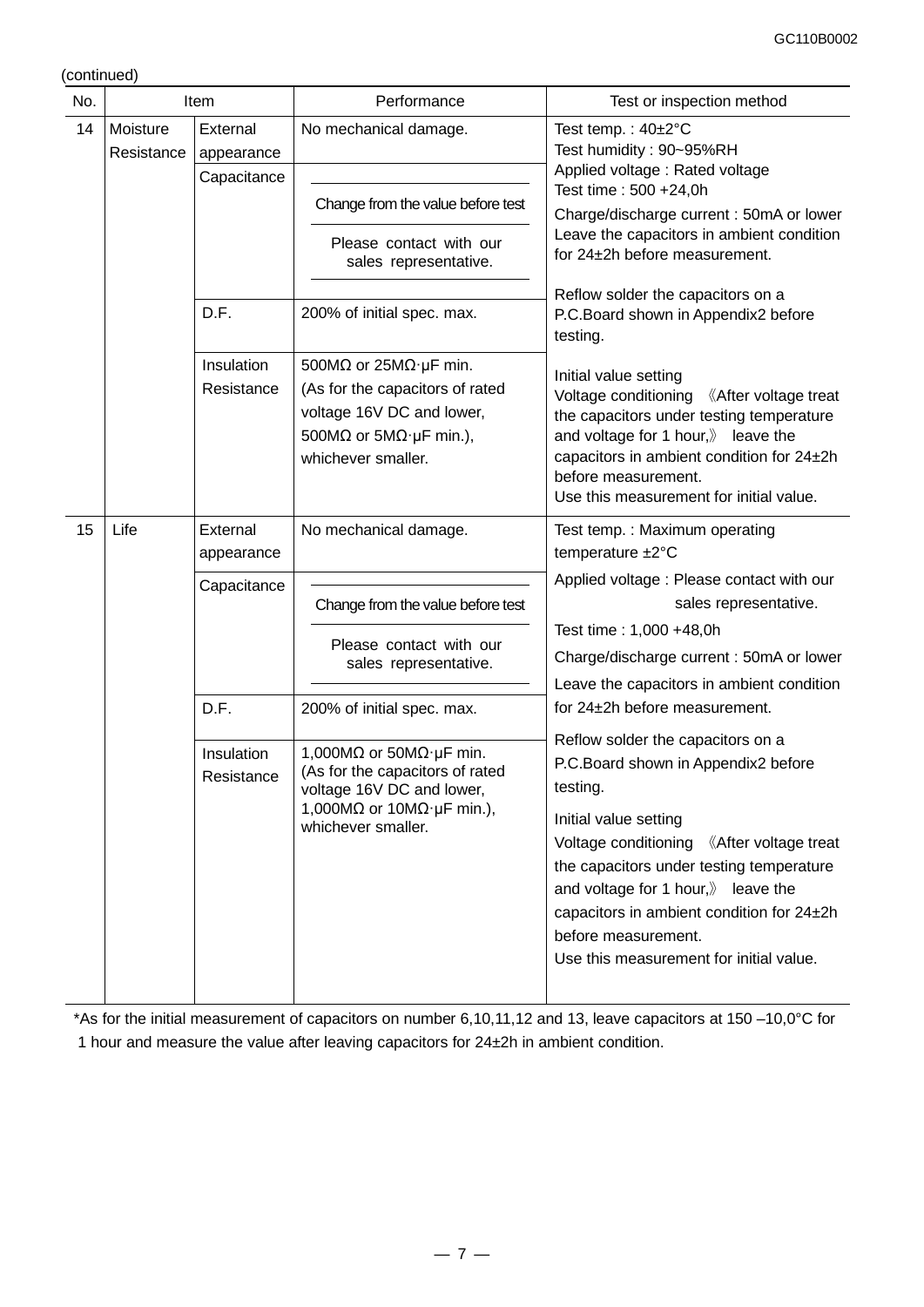(continued)

| No. | Item | | Performance | Test or inspection method |
|---|---|---|---|---|
| 14 | Moisture Resistance | External appearance | No mechanical damage. | Test temp. : 40±2°C<br>Test humidity : 90~95%RH<br>Applied voltage : Rated voltage<br>Test time : 500 +24,0h<br>Charge/discharge current : 50mA or lower<br>Leave the capacitors in ambient condition for 24±2h before measurement.<br><br>Reflow solder the capacitors on a P.C.Board shown in Appendix2 before testing.<br><br>Initial value setting<br>Voltage conditioning 《After voltage treat the capacitors under testing temperature and voltage for 1 hour,》 leave the capacitors in ambient condition for 24±2h before measurement.<br>Use this measurement for initial value. |
| | | Capacitance | Change from the value before test<br>Please contact with our sales representative. | |
| | | D.F. | 200% of initial spec. max. | |
| | | Insulation Resistance | 500MΩ or 25MΩ·μF min.<br>(As for the capacitors of rated voltage 16V DC and lower, 500MΩ or 5MΩ·μF min.),<br>whichever smaller. | |
| 15 | Life | External appearance | No mechanical damage. | Test temp. : Maximum operating temperature ±2°C<br>Applied voltage : Please contact with our sales representative.<br>Test time : 1,000 +48,0h<br>Charge/discharge current : 50mA or lower<br>Leave the capacitors in ambient condition for 24±2h before measurement.<br>Reflow solder the capacitors on a P.C.Board shown in Appendix2 before testing.<br>Initial value setting<br>Voltage conditioning 《After voltage treat the capacitors under testing temperature and voltage for 1 hour,》 leave the capacitors in ambient condition for 24±2h before measurement.<br>Use this measurement for initial value. |
| | | Capacitance | Change from the value before test<br>Please contact with our sales representative. | |
| | | D.F. | 200% of initial spec. max. | |
| | | Insulation Resistance | 1,000MΩ or 50MΩ·μF min.<br>(As for the capacitors of rated voltage 16V DC and lower, 1,000MΩ or 10MΩ·μF min.),<br>whichever smaller. | |

*As for the initial measurement of capacitors on number 6,10,11,12 and 13, leave capacitors at 150 –10,0°C for 1 hour and measure the value after leaving capacitors for 24±2h in ambient condition.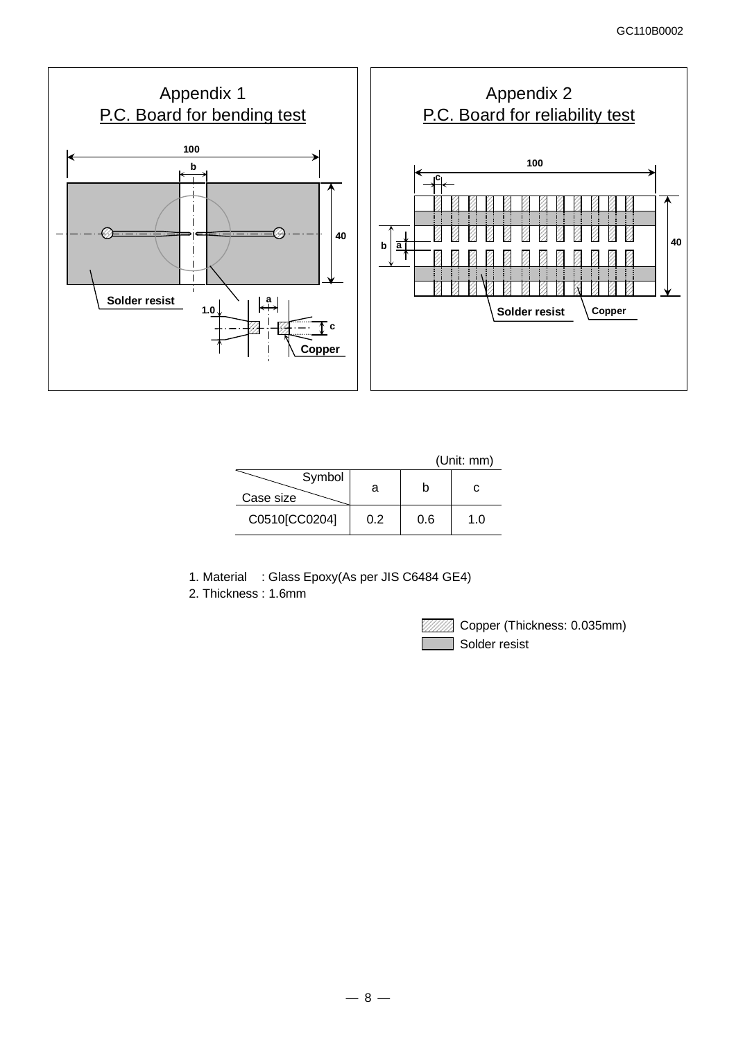## Appendix 1
## P.C. Board for bending test

100

b

40

Solder resist

a

1.0

c

Copper

## Appendix 2
## P.C. Board for reliability test

100

c

40

b

a

Solder resist

Copper

(Unit: mm)

| Symbol / Case size | a | b | c |
|---|---|---|---|
| C0510[CC0204] | 0.2 | 0.6 | 1.0 |

1. Material : Glass Epoxy(As per JIS C6484 GE4)
2. Thickness : 1.6mm

Copper (Thickness: 0.035mm)
Solder resist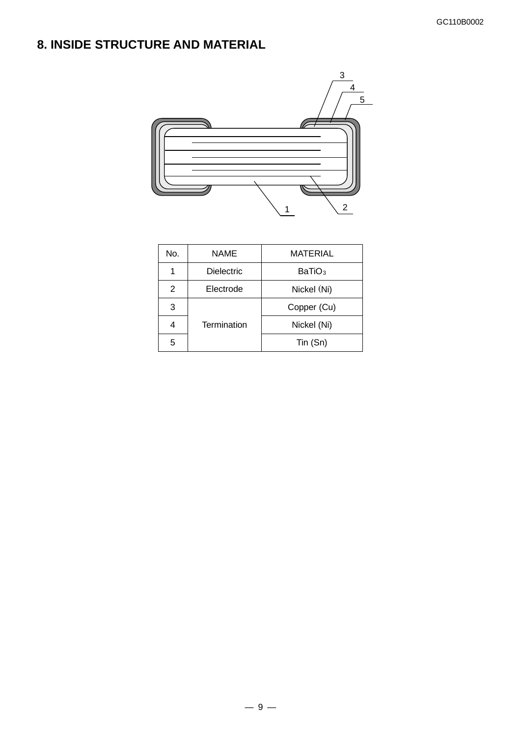## 8. INSIDE STRUCTURE AND MATERIAL

| No. | NAME | MATERIAL |
|---|---|---|
| 1 | Dielectric | $BaTiO_3$ |
| 2 | Electrode | Nickel (Ni) |
| 3 | Termination | Copper (Cu) |
| 4 | | Nickel (Ni) |
| 5 | | Tin (Sn) |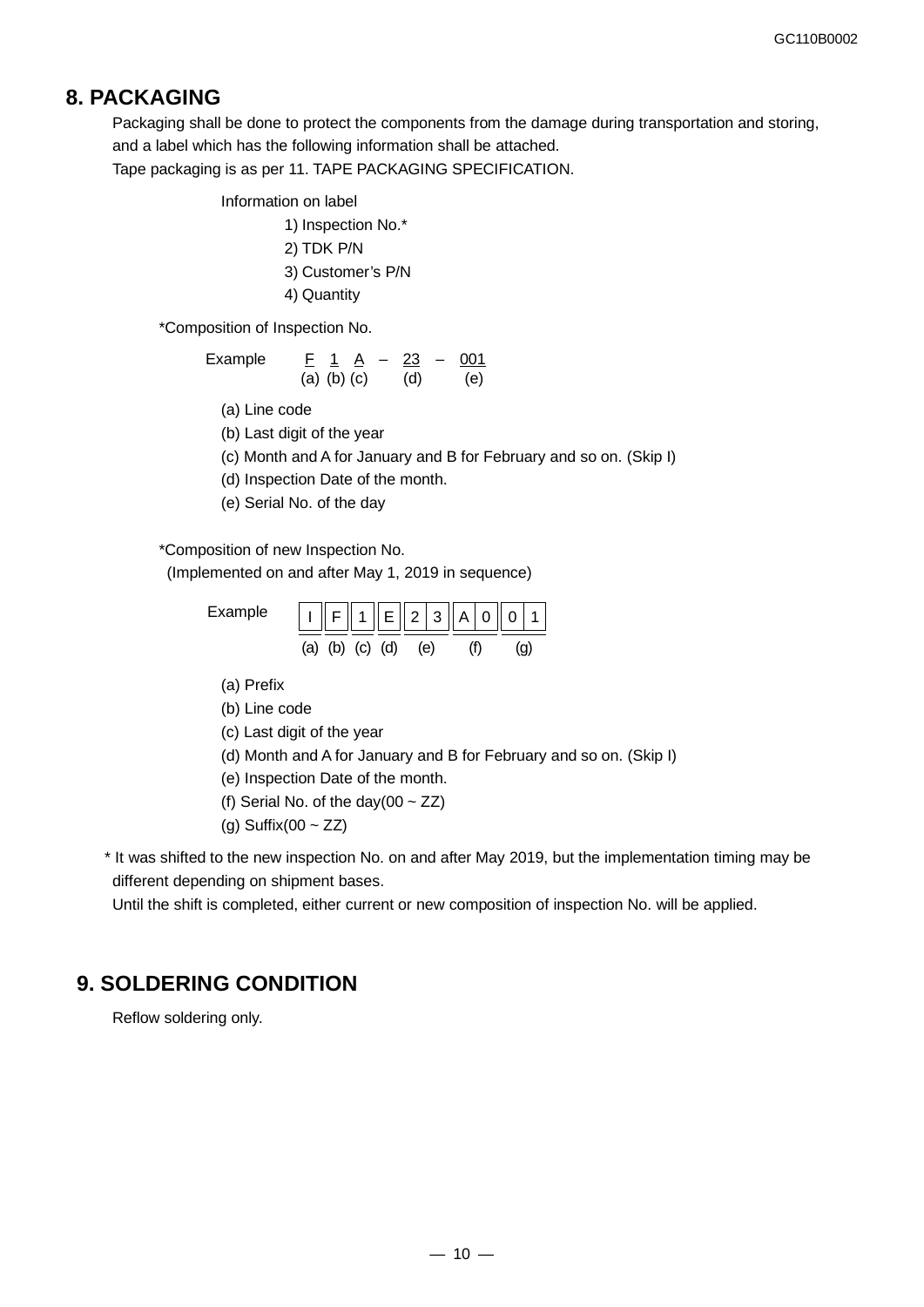## 8. PACKAGING

Packaging shall be done to protect the components from the damage during transportation and storing, and a label which has the following information shall be attached.
Tape packaging is as per 11. TAPE PACKAGING SPECIFICATION.

Information on label

1) Inspection No.*
2) TDK P/N
3) Customer's P/N
4) Quantity

*Composition of Inspection No.

Example

| F | 1 | A | – | 23 | – | 001 |
|---|---|---|---|---|---|---|
| (a) | (b) | (c) | | (d) | | (e) |

(a) Line code
(b) Last digit of the year
(c) Month and A for January and B for February and so on. (Skip I)
(d) Inspection Date of the month.
(e) Serial No. of the day

*Composition of new Inspection No.
(Implemented on and after May 1, 2019 in sequence)

Example

| I | F | 1 | E | 2 3 | A 0 | 0 1 |
|---|---|---|---|---|---|---|
| (a) | (b) | (c) | (d) | (e) | (f) | (g) |

(a) Prefix
(b) Line code
(c) Last digit of the year
(d) Month and A for January and B for February and so on. (Skip I)
(e) Inspection Date of the month.
(f) Serial No. of the day(00 ~ ZZ)
(g) Suffix(00 ~ ZZ)

\* It was shifted to the new inspection No. on and after May 2019, but the implementation timing may be different depending on shipment bases.
Until the shift is completed, either current or new composition of inspection No. will be applied.

## 9. SOLDERING CONDITION

Reflow soldering only.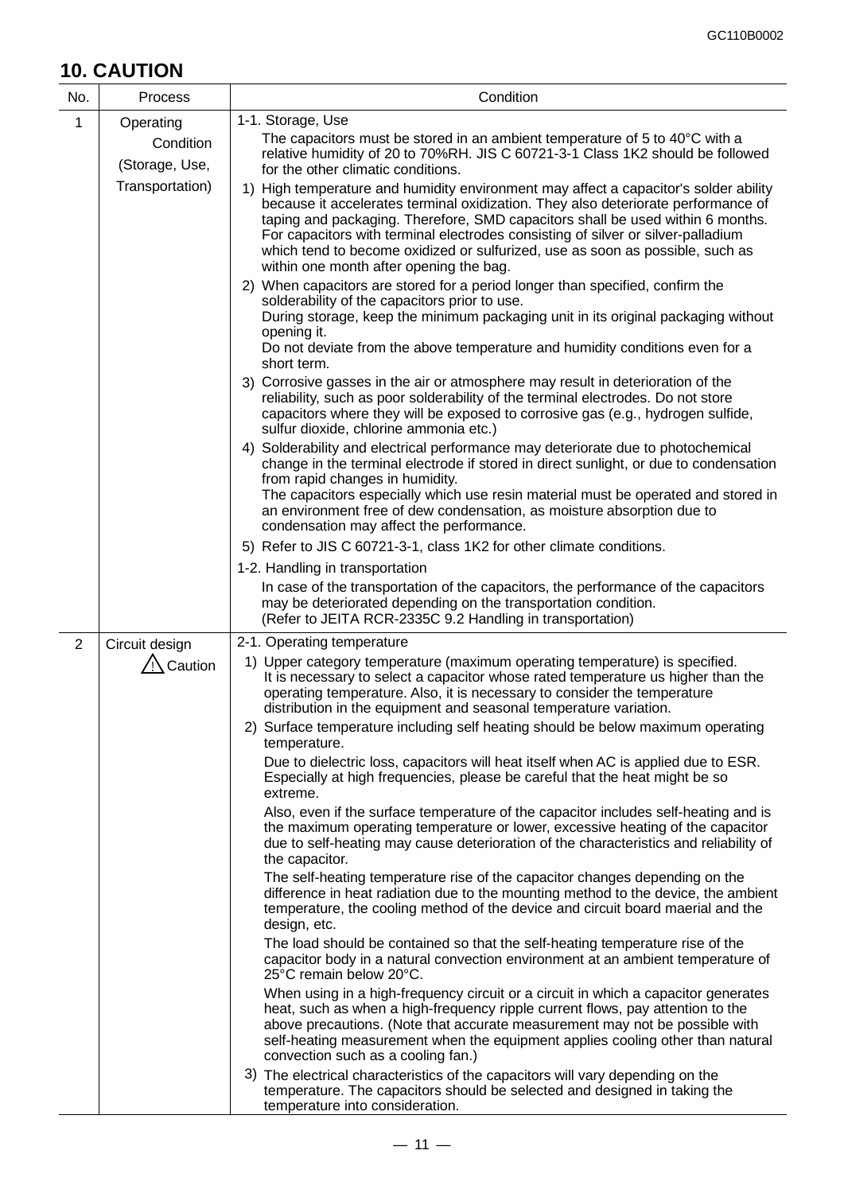## 10. CAUTION

| No. | Process | Condition |
|---|---|---|
| 1 | Operating Condition (Storage, Use, Transportation) | 1-1. Storage, Use<br>The capacitors must be stored in an ambient temperature of 5 to 40°C with a relative humidity of 20 to 70%RH. JIS C 60721-3-1 Class 1K2 should be followed for the other climatic conditions.<br>1) High temperature and humidity environment may affect a capacitor's solder ability because it accelerates terminal oxidization. They also deteriorate performance of taping and packaging. Therefore, SMD capacitors shall be used within 6 months. For capacitors with terminal electrodes consisting of silver or silver-palladium which tend to become oxidized or sulfurized, use as soon as possible, such as within one month after opening the bag.<br>2) When capacitors are stored for a period longer than specified, confirm the solderability of the capacitors prior to use.<br>During storage, keep the minimum packaging unit in its original packaging without opening it.<br>Do not deviate from the above temperature and humidity conditions even for a short term.<br>3) Corrosive gasses in the air or atmosphere may result in deterioration of the reliability, such as poor solderability of the terminal electrodes. Do not store capacitors where they will be exposed to corrosive gas (e.g., hydrogen sulfide, sulfur dioxide, chlorine ammonia etc.)<br>4) Solderability and electrical performance may deteriorate due to photochemical change in the terminal electrode if stored in direct sunlight, or due to condensation from rapid changes in humidity.<br>The capacitors especially which use resin material must be operated and stored in an environment free of dew condensation, as moisture absorption due to condensation may affect the performance.<br>5) Refer to JIS C 60721-3-1, class 1K2 for other climate conditions.<br>1-2. Handling in transportation<br>In case of the transportation of the capacitors, the performance of the capacitors may be deteriorated depending on the transportation condition.<br>(Refer to JEITA RCR-2335C 9.2 Handling in transportation) |
| 2 | Circuit design<br>⚠ Caution | 2-1. Operating temperature<br>1) Upper category temperature (maximum operating temperature) is specified.<br>It is necessary to select a capacitor whose rated temperature us higher than the operating temperature. Also, it is necessary to consider the temperature distribution in the equipment and seasonal temperature variation.<br>2) Surface temperature including self heating should be below maximum operating temperature.<br>Due to dielectric loss, capacitors will heat itself when AC is applied due to ESR. Especially at high frequencies, please be careful that the heat might be so extreme.<br>Also, even if the surface temperature of the capacitor includes self-heating and is the maximum operating temperature or lower, excessive heating of the capacitor due to self-heating may cause deterioration of the characteristics and reliability of the capacitor.<br>The self-heating temperature rise of the capacitor changes depending on the difference in heat radiation due to the mounting method to the device, the ambient temperature, the cooling method of the device and circuit board maerial and the design, etc.<br>The load should be contained so that the self-heating temperature rise of the capacitor body in a natural convection environment at an ambient temperature of 25°C remain below 20°C.<br>When using in a high-frequency circuit or a circuit in which a capacitor generates heat, such as when a high-frequency ripple current flows, pay attention to the above precautions. (Note that accurate measurement may not be possible with self-heating measurement when the equipment applies cooling other than natural convection such as a cooling fan.)<br>3) The electrical characteristics of the capacitors will vary depending on the temperature. The capacitors should be selected and designed in taking the temperature into consideration. |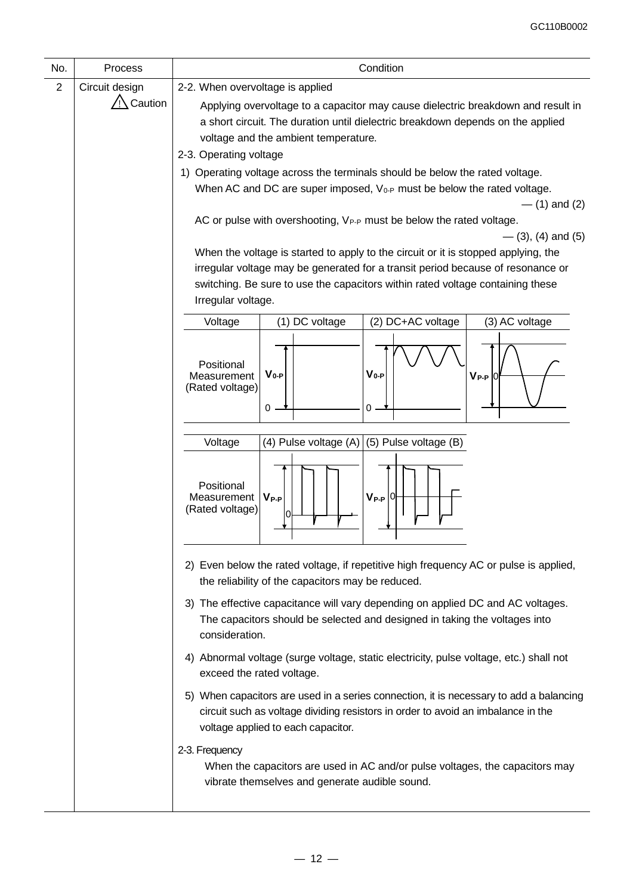| No. | Process | Condition |
|---|---|---|
| 2 | Circuit design ⚠ Caution | 2-2. When overvoltage is applied<br>Applying overvoltage to a capacitor may cause dielectric breakdown and result in a short circuit. The duration until dielectric breakdown depends on the applied voltage and the ambient temperature.<br>2-3. Operating voltage<br>1) Operating voltage across the terminals should be below the rated voltage. When AC and DC are super imposed, $V_{0\text{-}P}$ must be below the rated voltage. — (1) and (2)<br>AC or pulse with overshooting, $V_{P\text{-}P}$ must be below the rated voltage. — (3), (4) and (5)<br>When the voltage is started to apply to the circuit or it is stopped applying, the irregular voltage may be generated for a transit period because of resonance or switching. Be sure to use the capacitors within rated voltage containing these Irregular voltage. |

| Voltage | (1) DC voltage | (2) DC+AC voltage | (3) AC voltage |
|---|---|---|---|
| Positional Measurement (Rated voltage) | $V_{0\text{-}P}$ | $V_{0\text{-}P}$ | $V_{P\text{-}P}$ |

| Voltage | (4) Pulse voltage (A) | (5) Pulse voltage (B) |
|---|---|---|
| Positional Measurement (Rated voltage) | $V_{P\text{-}P}$ | $V_{P\text{-}P}$ |

2) Even below the rated voltage, if repetitive high frequency AC or pulse is applied, the reliability of the capacitors may be reduced.

3) The effective capacitance will vary depending on applied DC and AC voltages. The capacitors should be selected and designed in taking the voltages into consideration.

4) Abnormal voltage (surge voltage, static electricity, pulse voltage, etc.) shall not exceed the rated voltage.

5) When capacitors are used in a series connection, it is necessary to add a balancing circuit such as voltage dividing resistors in order to avoid an imbalance in the voltage applied to each capacitor.

2-3. Frequency

When the capacitors are used in AC and/or pulse voltages, the capacitors may vibrate themselves and generate audible sound.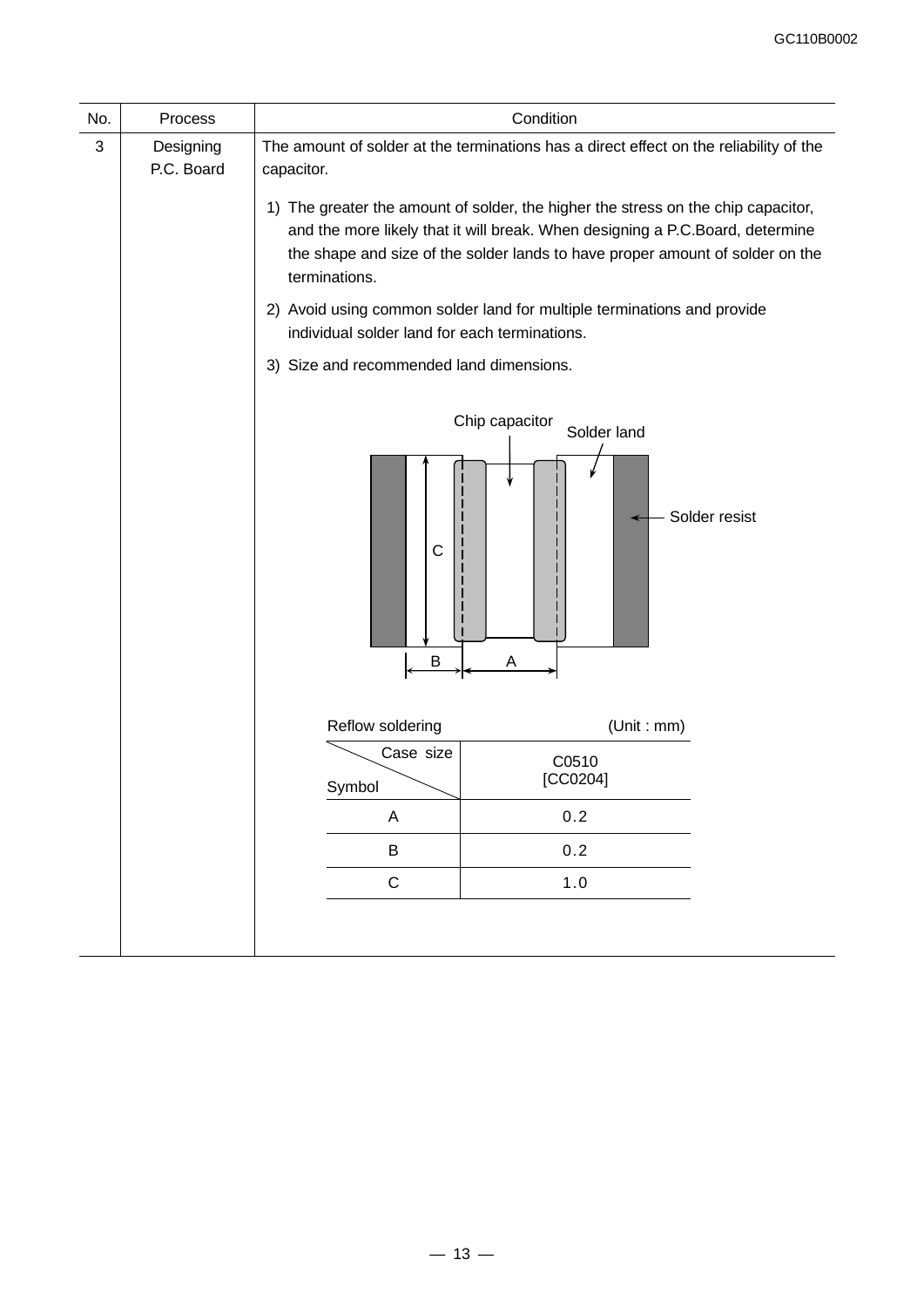| No. | Process | Condition |
|---|---|---|
| 3 | Designing P.C. Board | The amount of solder at the terminations has a direct effect on the reliability of the capacitor. |

1) The greater the amount of solder, the higher the stress on the chip capacitor, and the more likely that it will break. When designing a P.C.Board, determine the shape and size of the solder lands to have proper amount of solder on the terminations.

2) Avoid using common solder land for multiple terminations and provide individual solder land for each terminations.

3) Size and recommended land dimensions.

Chip capacitor, Solder land, Solder resist, C, B, A

Reflow soldering (Unit : mm)

| Symbol \ Case size | C0510 [CC0204] |
|---|---|
| A | 0.2 |
| B | 0.2 |
| C | 1.0 |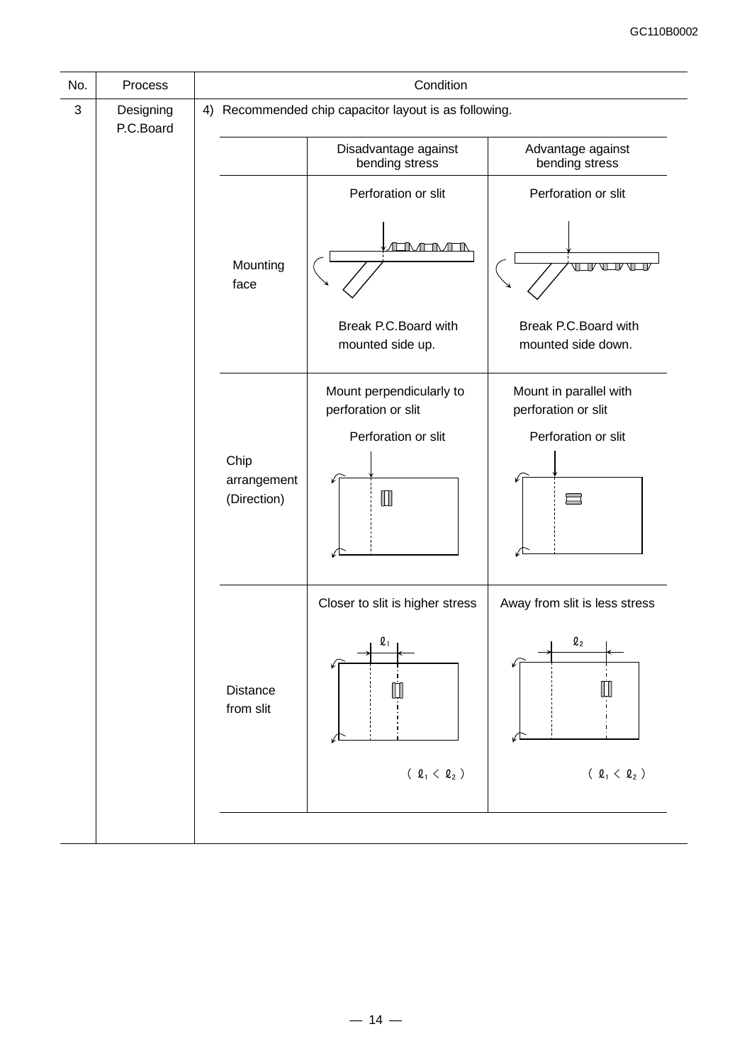| No. | Process | Condition |
|---|---|---|
| 3 | Designing P.C.Board | 4) Recommended chip capacitor layout is as following. |

| | Disadvantage against bending stress | Advantage against bending stress |
|---|---|---|
| Mounting face | Perforation or slit<br><br>Break P.C.Board with mounted side up. | Perforation or slit<br><br>Break P.C.Board with mounted side down. |
| Chip arrangement (Direction) | Mount perpendicularly to perforation or slit<br><br>Perforation or slit | Mount in parallel with perforation or slit<br><br>Perforation or slit |
| Distance from slit | Closer to slit is higher stress<br><br>$\ell_1$<br><br>( $\ell_1 < \ell_2$ ) | Away from slit is less stress<br><br>$\ell_2$<br><br>( $\ell_1 < \ell_2$ ) |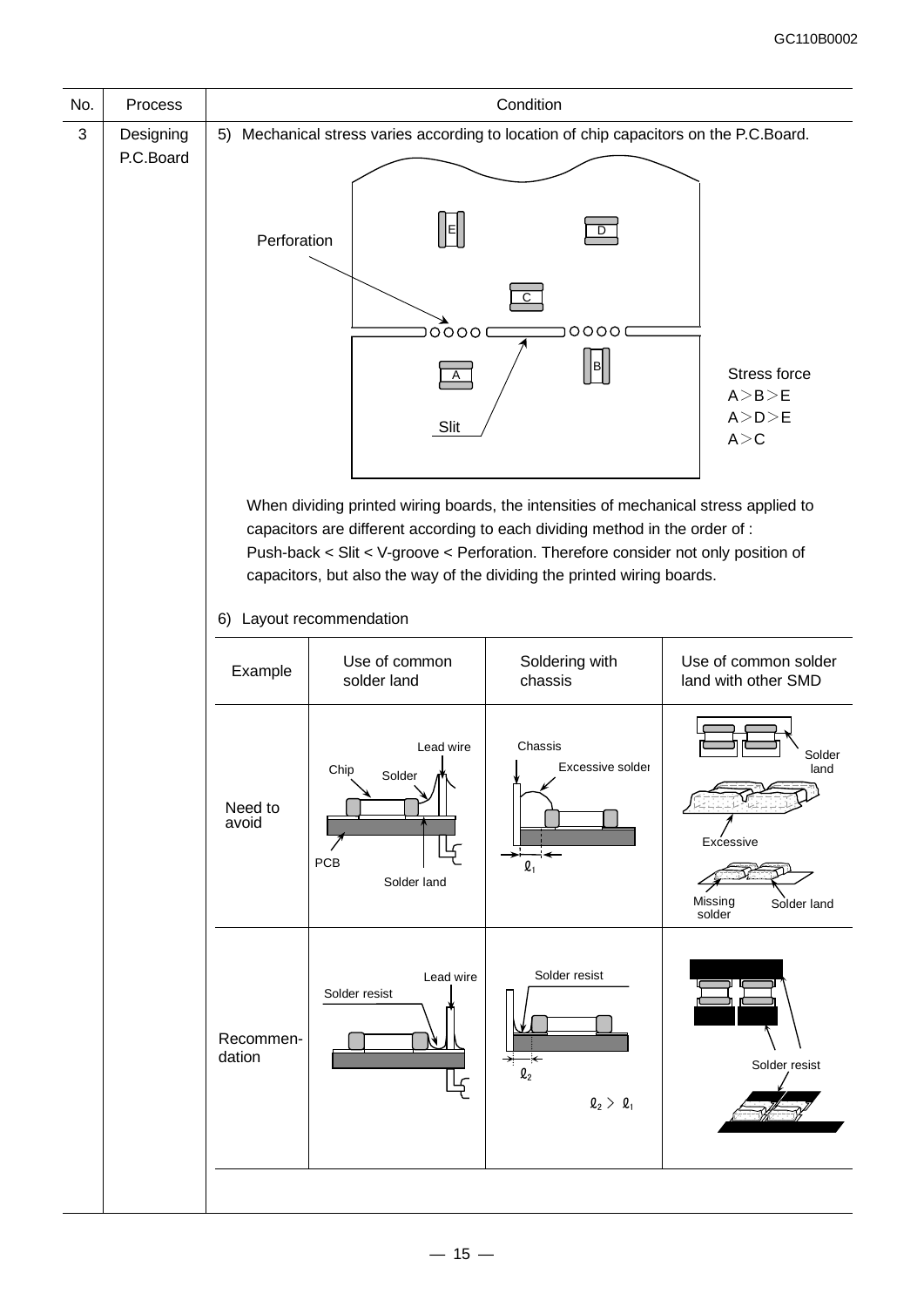| No. | Process | Condition |
|---|---|---|
| 3 | Designing P.C.Board | 5) Mechanical stress varies according to location of chip capacitors on the P.C.Board. |

Perforation

Slit

Stress force
A＞B＞E
A＞D＞E
A＞C

When dividing printed wiring boards, the intensities of mechanical stress applied to capacitors are different according to each dividing method in the order of : Push-back < Slit < V-groove < Perforation. Therefore consider not only position of capacitors, but also the way of the dividing the printed wiring boards.

6) Layout recommendation

| Example | Use of common solder land | Soldering with chassis | Use of common solder land with other SMD |
|---|---|---|---|
| Need to avoid | Lead wire, Chip, Solder, PCB, Solder land | Chassis, Excessive solder, $\ell_1$ | Solder land, Excessive, Missing solder, Solder land |
| Recommendation | Lead wire, Solder resist | Solder resist, $\ell_2$, $\ell_2 > \ell_1$ | Solder resist |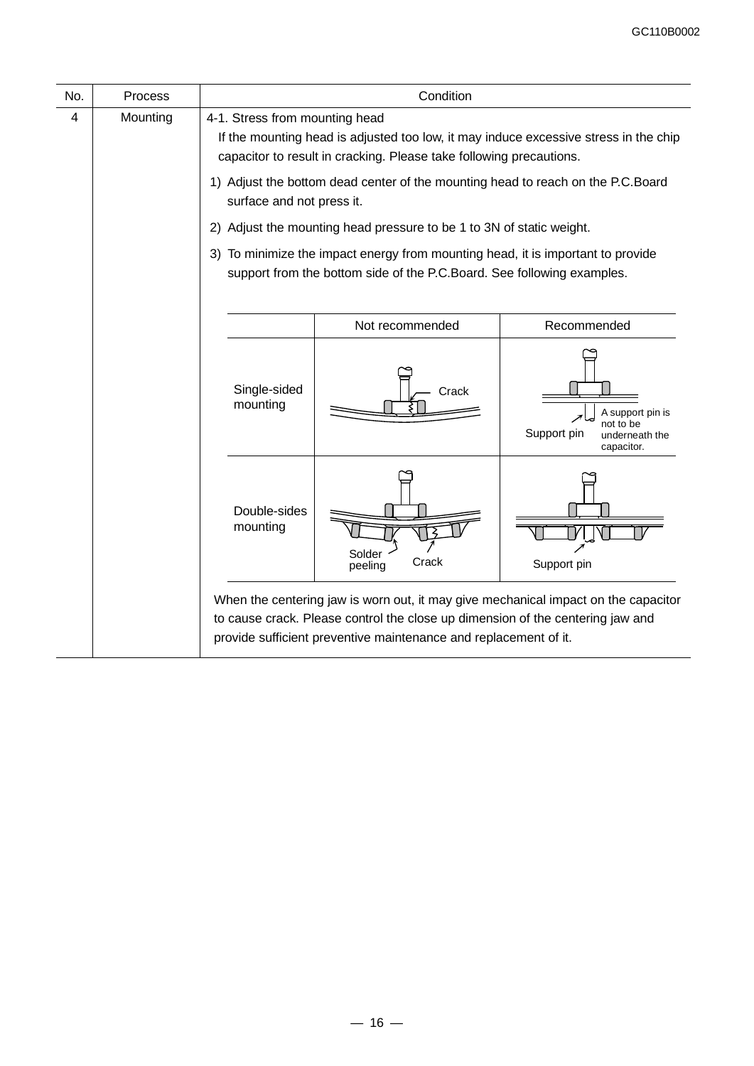| No. | Process | Condition |
|---|---|---|
| 4 | Mounting | 4-1. Stress from mounting head<br>If the mounting head is adjusted too low, it may induce excessive stress in the chip capacitor to result in cracking. Please take following precautions.<br>1) Adjust the bottom dead center of the mounting head to reach on the P.C.Board surface and not press it.<br>2) Adjust the mounting head pressure to be 1 to 3N of static weight.<br>3) To minimize the impact energy from mounting head, it is important to provide support from the bottom side of the P.C.Board. See following examples. |

| | Not recommended | Recommended |
|---|---|---|
| Single-sided mounting | Crack | Support pin<br>A support pin is not to be underneath the capacitor. |
| Double-sides mounting | Solder peeling<br>Crack | Support pin |

When the centering jaw is worn out, it may give mechanical impact on the capacitor to cause crack. Please control the close up dimension of the centering jaw and provide sufficient preventive maintenance and replacement of it.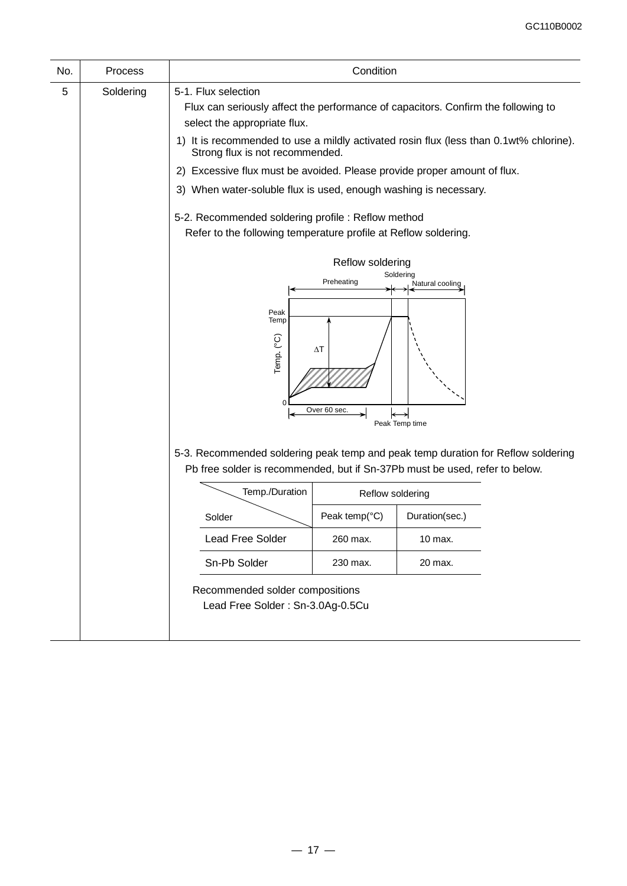| No. | Process | Condition |
|---|---|---|
| 5 | Soldering | 5-1. Flux selection |

5-1. Flux selection

Flux can seriously affect the performance of capacitors. Confirm the following to select the appropriate flux.

1) It is recommended to use a mildly activated rosin flux (less than 0.1wt% chlorine). Strong flux is not recommended.
2) Excessive flux must be avoided. Please provide proper amount of flux.
3) When water-soluble flux is used, enough washing is necessary.

5-2. Recommended soldering profile : Reflow method

Refer to the following temperature profile at Reflow soldering.

Reflow soldering

Preheating | Soldering | Natural cooling

Peak Temp

Temp. (°C)

ΔT

0

Over 60 sec.

Peak Temp time

5-3. Recommended soldering peak temp and peak temp duration for Reflow soldering

Pb free solder is recommended, but if Sn-37Pb must be used, refer to below.

| Temp./Duration \ Solder | Reflow soldering | |
|---|---|---|
| | Peak temp(°C) | Duration(sec.) |
| Lead Free Solder | 260 max. | 10 max. |
| Sn-Pb Solder | 230 max. | 20 max. |

Recommended solder compositions

Lead Free Solder : Sn-3.0Ag-0.5Cu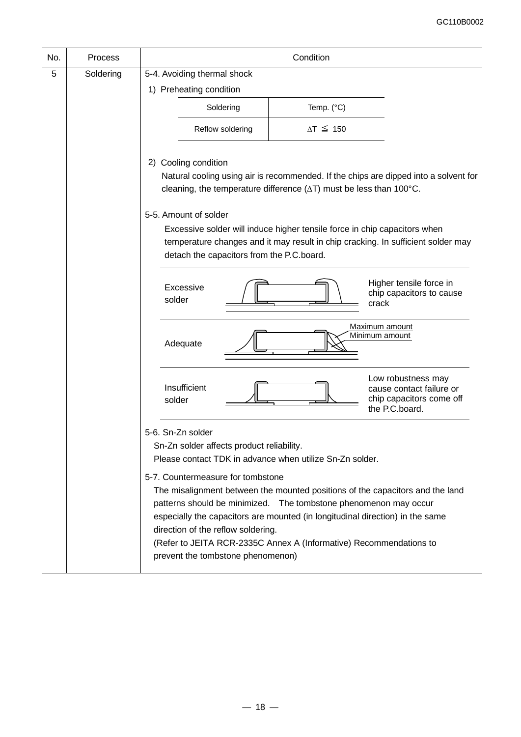| No. | Process | Condition |
|---|---|---|
| 5 | Soldering | 5-4. Avoiding thermal shock |

1) Preheating condition

| Soldering | Temp. (°C) |
|---|---|
| Reflow soldering | ∆T ≦ 150 |

2) Cooling condition

Natural cooling using air is recommended. If the chips are dipped into a solvent for cleaning, the temperature difference (∆T) must be less than 100°C.

5-5. Amount of solder

Excessive solder will induce higher tensile force in chip capacitors when temperature changes and it may result in chip cracking. In sufficient solder may detach the capacitors from the P.C.board.

| | |
|---|---|
| Excessive solder | Higher tensile force in chip capacitors to cause crack |
| Adequate | Maximum amount / Minimum amount |
| Insufficient solder | Low robustness may cause contact failure or chip capacitors come off the P.C.board. |

5-6. Sn-Zn solder

Sn-Zn solder affects product reliability.
Please contact TDK in advance when utilize Sn-Zn solder.

5-7. Countermeasure for tombstone

The misalignment between the mounted positions of the capacitors and the land patterns should be minimized. The tombstone phenomenon may occur especially the capacitors are mounted (in longitudinal direction) in the same direction of the reflow soldering.
(Refer to JEITA RCR-2335C Annex A (Informative) Recommendations to prevent the tombstone phenomenon)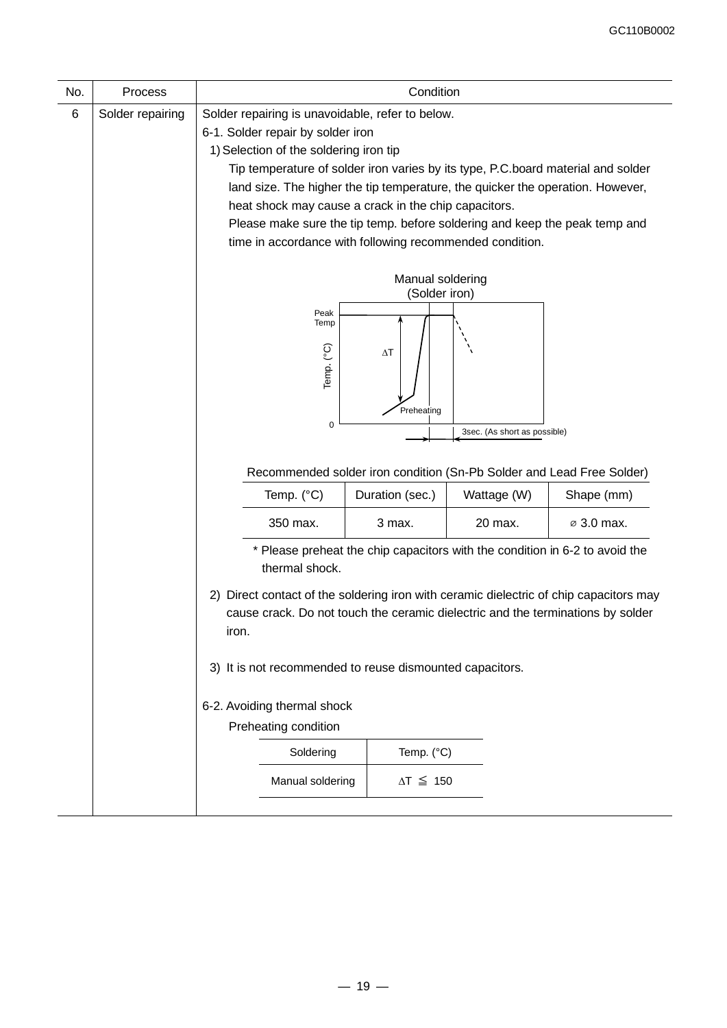| No. | Process | Condition |
|---|---|---|
| 6 | Solder repairing | Solder repairing is unavoidable, refer to below. |

Solder repairing is unavoidable, refer to below.

6-1. Solder repair by solder iron

1) Selection of the soldering iron tip

Tip temperature of solder iron varies by its type, P.C.board material and solder land size. The higher the tip temperature, the quicker the operation. However, heat shock may cause a crack in the chip capacitors.

Please make sure the tip temp. before soldering and keep the peak temp and time in accordance with following recommended condition.

Manual soldering
(Solder iron)

Peak Temp

Temp. (°C)

ΔT

Preheating

0

3sec. (As short as possible)

Recommended solder iron condition (Sn-Pb Solder and Lead Free Solder)

| Temp. (°C) | Duration (sec.) | Wattage (W) | Shape (mm) |
|---|---|---|---|
| 350 max. | 3 max. | 20 max. | ⌀ 3.0 max. |

\* Please preheat the chip capacitors with the condition in 6-2 to avoid the thermal shock.

2) Direct contact of the soldering iron with ceramic dielectric of chip capacitors may cause crack. Do not touch the ceramic dielectric and the terminations by solder iron.

3) It is not recommended to reuse dismounted capacitors.

6-2. Avoiding thermal shock

Preheating condition

| Soldering | Temp. (°C) |
|---|---|
| Manual soldering | $\Delta T \leqq 150$ |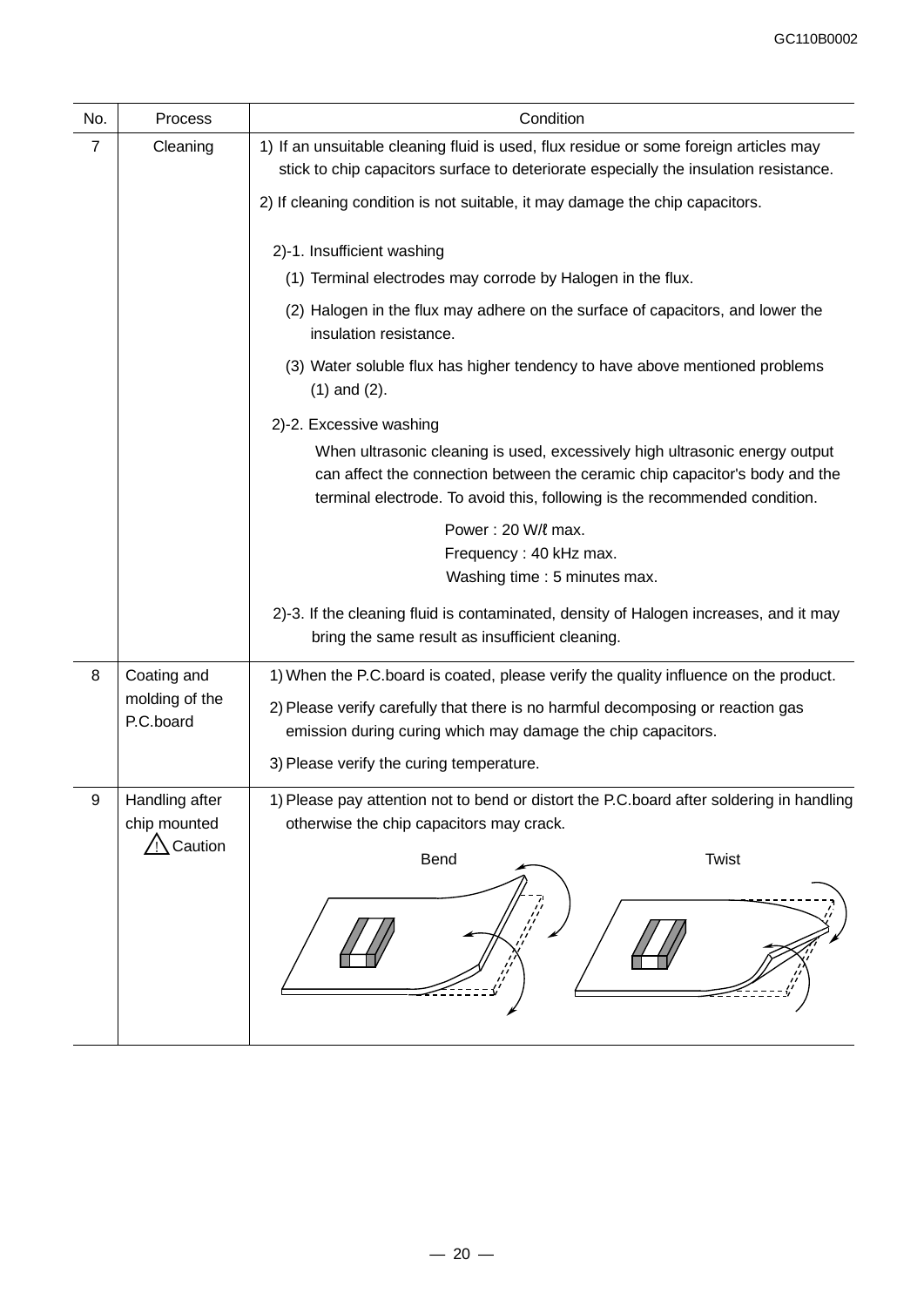| No. | Process | Condition |
|---|---|---|
| 7 | Cleaning | 1) If an unsuitable cleaning fluid is used, flux residue or some foreign articles may stick to chip capacitors surface to deteriorate especially the insulation resistance.<br><br>2) If cleaning condition is not suitable, it may damage the chip capacitors.<br><br>2)-1. Insufficient washing<br>(1) Terminal electrodes may corrode by Halogen in the flux.<br>(2) Halogen in the flux may adhere on the surface of capacitors, and lower the insulation resistance.<br>(3) Water soluble flux has higher tendency to have above mentioned problems (1) and (2).<br><br>2)-2. Excessive washing<br>When ultrasonic cleaning is used, excessively high ultrasonic energy output can affect the connection between the ceramic chip capacitor's body and the terminal electrode. To avoid this, following is the recommended condition.<br>Power : 20 W/ℓ max.<br>Frequency : 40 kHz max.<br>Washing time : 5 minutes max.<br><br>2)-3. If the cleaning fluid is contaminated, density of Halogen increases, and it may bring the same result as insufficient cleaning. |
| 8 | Coating and molding of the P.C.board | 1) When the P.C.board is coated, please verify the quality influence on the product.<br>2) Please verify carefully that there is no harmful decomposing or reaction gas emission during curing which may damage the chip capacitors.<br>3) Please verify the curing temperature. |
| 9 | Handling after chip mounted ⚠ Caution | 1) Please pay attention not to bend or distort the P.C.board after soldering in handling otherwise the chip capacitors may crack.<br><br>Bend Twist |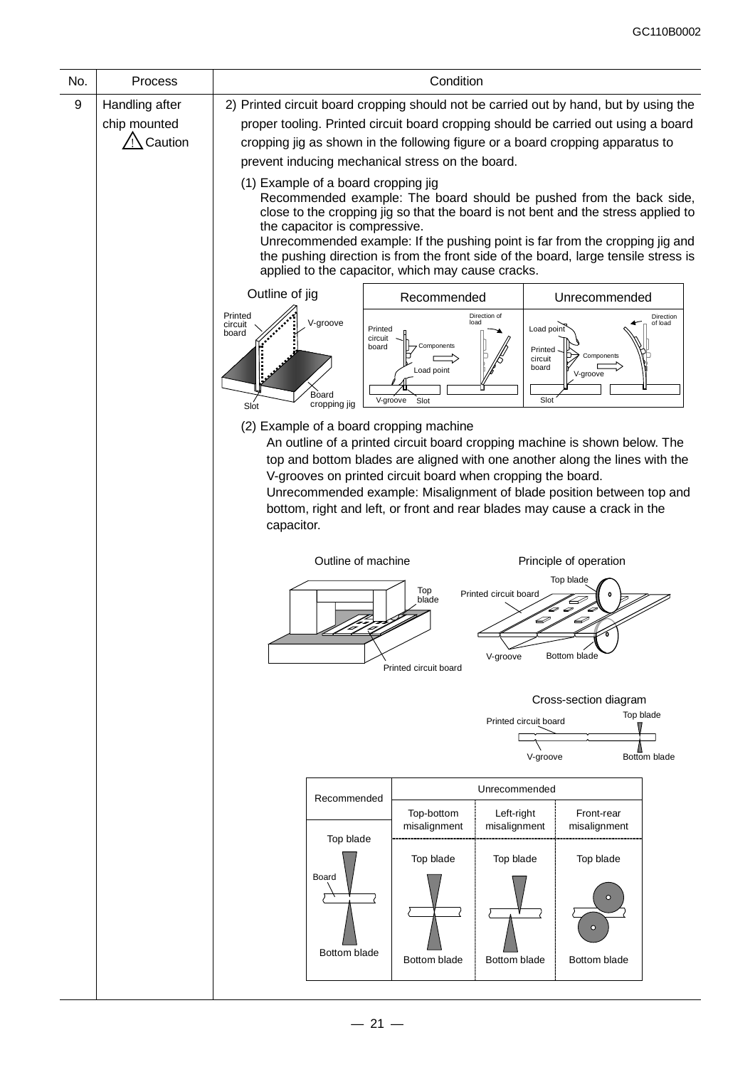| No. | Process | Condition |
|---|---|---|
| 9 | Handling after chip mounted ⚠ Caution | 2) Printed circuit board cropping should not be carried out by hand, but by using the proper tooling. Printed circuit board cropping should be carried out using a board cropping jig as shown in the following figure or a board cropping apparatus to prevent inducing mechanical stress on the board. |

(1) Example of a board cropping jig

Recommended example: The board should be pushed from the back side, close to the cropping jig so that the board is not bent and the stress applied to the capacitor is compressive.

Unrecommended example: If the pushing point is far from the cropping jig and the pushing direction is from the front side of the board, large tensile stress is applied to the capacitor, which may cause cracks.

Outline of jig | Recommended | Unrecommended

(2) Example of a board cropping machine

An outline of a printed circuit board cropping machine is shown below. The top and bottom blades are aligned with one another along the lines with the V-grooves on printed circuit board when cropping the board.

Unrecommended example: Misalignment of blade position between top and bottom, right and left, or front and rear blades may cause a crack in the capacitor.

Outline of machine

Principle of operation

Cross-section diagram

| Recommended | Unrecommended | | |
|---|---|---|---|
| | Top-bottom misalignment | Left-right misalignment | Front-rear misalignment |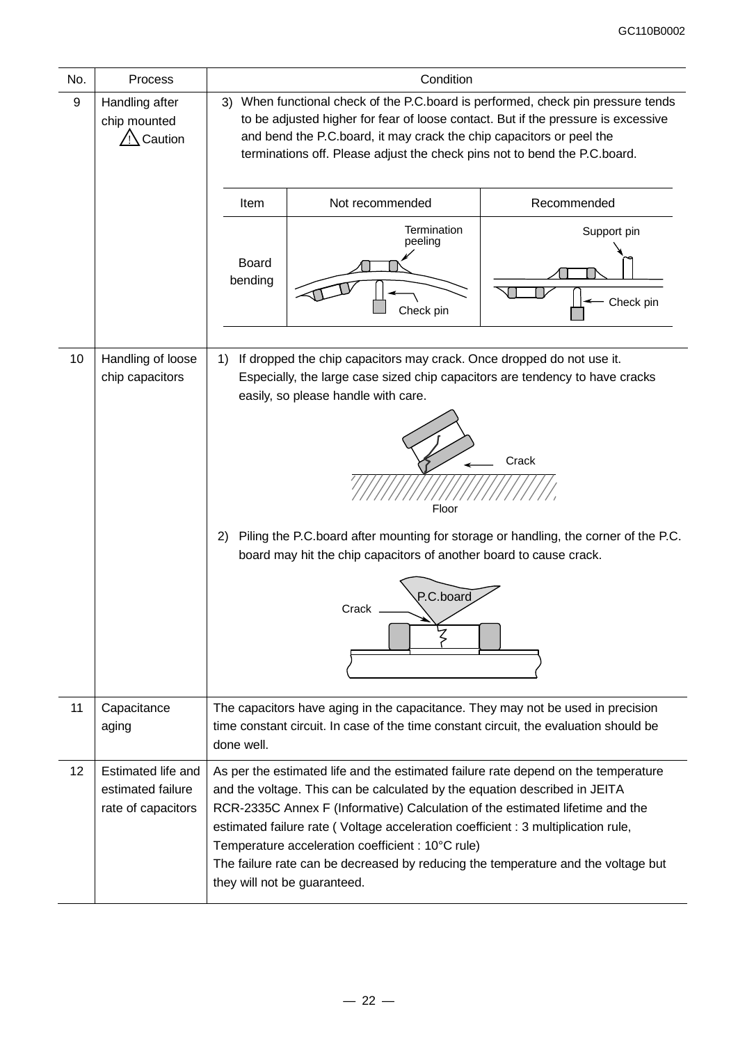| No. | Process | Condition |
|---|---|---|
| 9 | Handling after chip mounted ⚠ Caution | 3) When functional check of the P.C.board is performed, check pin pressure tends to be adjusted higher for fear of loose contact. But if the pressure is excessive and bend the P.C.board, it may crack the chip capacitors or peel the terminations off. Please adjust the check pins not to bend the P.C.board.<br><br>Item: Board bending — Not recommended: Termination peeling, Check pin — Recommended: Support pin, Check pin |
| 10 | Handling of loose chip capacitors | 1) If dropped the chip capacitors may crack. Once dropped do not use it. Especially, the large case sized chip capacitors are tendency to have cracks easily, so please handle with care.<br><br>Crack<br>Floor<br><br>2) Piling the P.C.board after mounting for storage or handling, the corner of the P.C. board may hit the chip capacitors of another board to cause crack.<br><br>P.C.board<br>Crack |
| 11 | Capacitance aging | The capacitors have aging in the capacitance. They may not be used in precision time constant circuit. In case of the time constant circuit, the evaluation should be done well. |
| 12 | Estimated life and estimated failure rate of capacitors | As per the estimated life and the estimated failure rate depend on the temperature and the voltage. This can be calculated by the equation described in JEITA RCR-2335C Annex F (Informative) Calculation of the estimated lifetime and the estimated failure rate ( Voltage acceleration coefficient : 3 multiplication rule, Temperature acceleration coefficient : 10°C rule)<br>The failure rate can be decreased by reducing the temperature and the voltage but they will not be guaranteed. |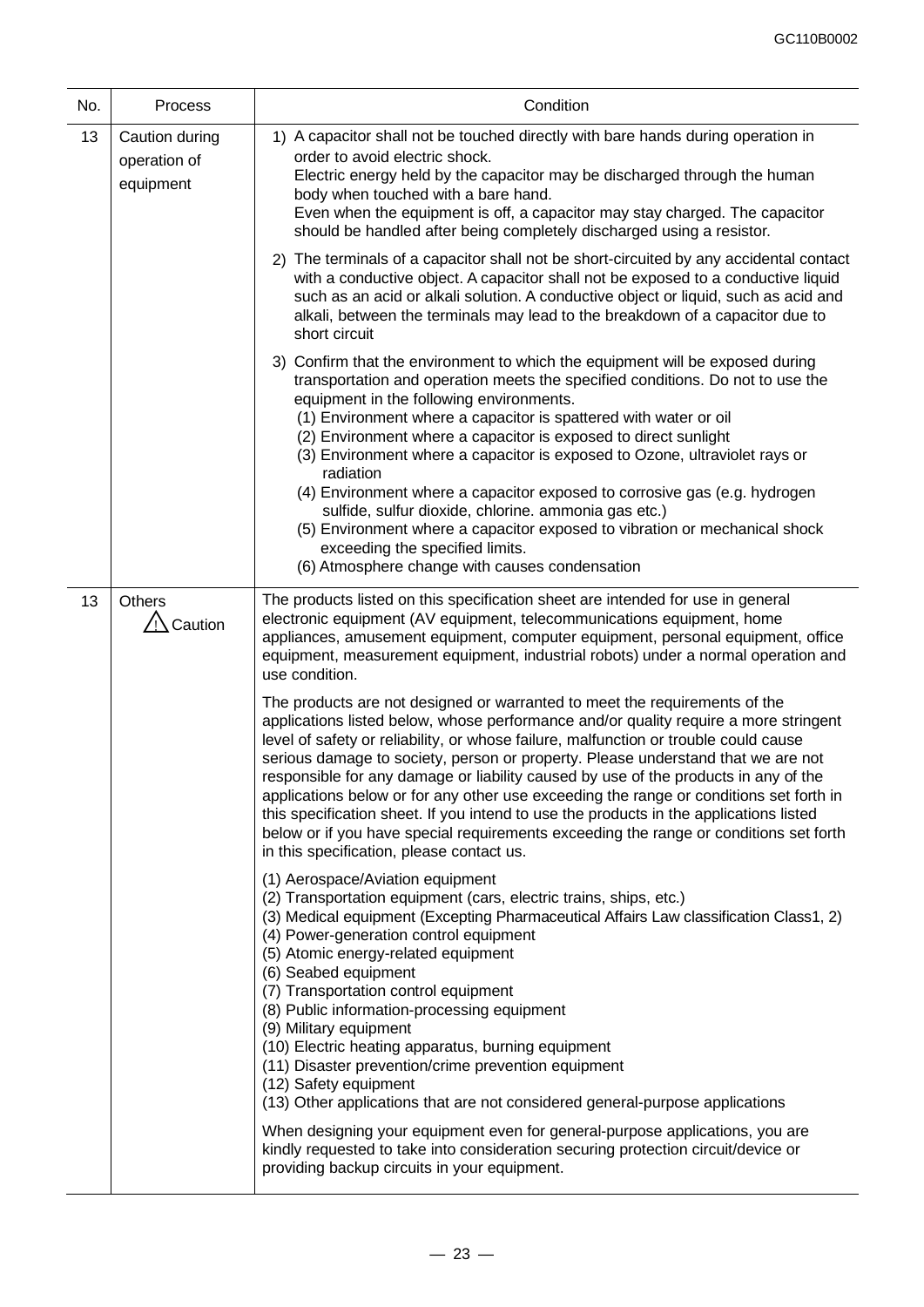| No. | Process | Condition |
|---|---|---|
| 13 | Caution during operation of equipment | 1) A capacitor shall not be touched directly with bare hands during operation in order to avoid electric shock.<br>Electric energy held by the capacitor may be discharged through the human body when touched with a bare hand.<br>Even when the equipment is off, a capacitor may stay charged. The capacitor should be handled after being completely discharged using a resistor.<br><br>2) The terminals of a capacitor shall not be short-circuited by any accidental contact with a conductive object. A capacitor shall not be exposed to a conductive liquid such as an acid or alkali solution. A conductive object or liquid, such as acid and alkali, between the terminals may lead to the breakdown of a capacitor due to short circuit<br><br>3) Confirm that the environment to which the equipment will be exposed during transportation and operation meets the specified conditions. Do not to use the equipment in the following environments.<br>(1) Environment where a capacitor is spattered with water or oil<br>(2) Environment where a capacitor is exposed to direct sunlight<br>(3) Environment where a capacitor is exposed to Ozone, ultraviolet rays or radiation<br>(4) Environment where a capacitor exposed to corrosive gas (e.g. hydrogen sulfide, sulfur dioxide, chlorine. ammonia gas etc.)<br>(5) Environment where a capacitor exposed to vibration or mechanical shock exceeding the specified limits.<br>(6) Atmosphere change with causes condensation |
| 13 | Others<br>⚠ Caution | The products listed on this specification sheet are intended for use in general electronic equipment (AV equipment, telecommunications equipment, home appliances, amusement equipment, computer equipment, personal equipment, office equipment, measurement equipment, industrial robots) under a normal operation and use condition.<br><br>The products are not designed or warranted to meet the requirements of the applications listed below, whose performance and/or quality require a more stringent level of safety or reliability, or whose failure, malfunction or trouble could cause serious damage to society, person or property. Please understand that we are not responsible for any damage or liability caused by use of the products in any of the applications below or for any other use exceeding the range or conditions set forth in this specification sheet. If you intend to use the products in the applications listed below or if you have special requirements exceeding the range or conditions set forth in this specification, please contact us.<br><br>(1) Aerospace/Aviation equipment<br>(2) Transportation equipment (cars, electric trains, ships, etc.)<br>(3) Medical equipment (Excepting Pharmaceutical Affairs Law classification Class1, 2)<br>(4) Power-generation control equipment<br>(5) Atomic energy-related equipment<br>(6) Seabed equipment<br>(7) Transportation control equipment<br>(8) Public information-processing equipment<br>(9) Military equipment<br>(10) Electric heating apparatus, burning equipment<br>(11) Disaster prevention/crime prevention equipment<br>(12) Safety equipment<br>(13) Other applications that are not considered general-purpose applications<br><br>When designing your equipment even for general-purpose applications, you are kindly requested to take into consideration securing protection circuit/device or providing backup circuits in your equipment. |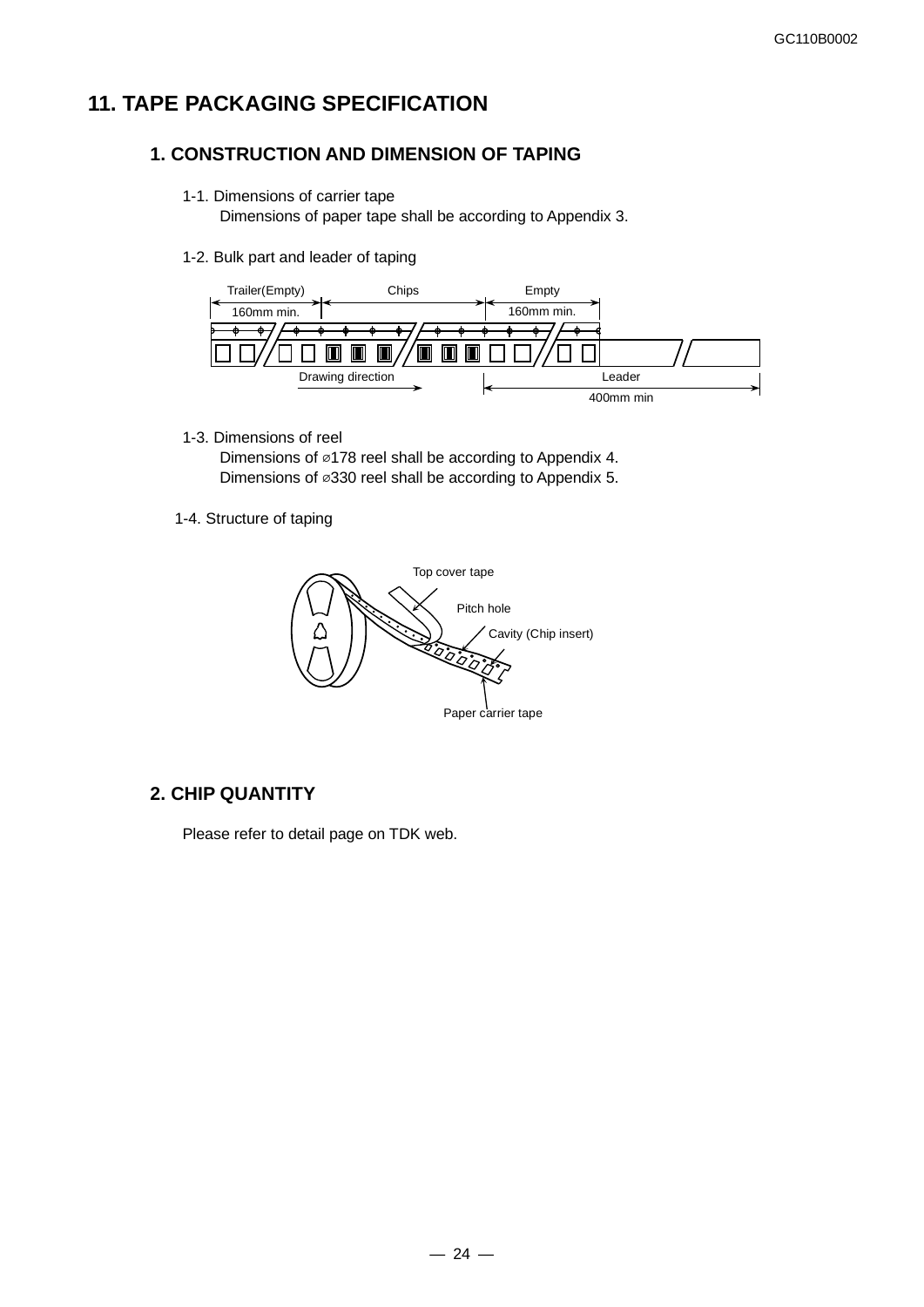# 11. TAPE PACKAGING SPECIFICATION

## 1. CONSTRUCTION AND DIMENSION OF TAPING

1-1. Dimensions of carrier tape

Dimensions of paper tape shall be according to Appendix 3.

1-2. Bulk part and leader of taping

Trailer(Empty) 160mm min. | Chips | Empty 160mm min.

Drawing direction | Leader 400mm min

1-3. Dimensions of reel

Dimensions of ⌀178 reel shall be according to Appendix 4.

Dimensions of ⌀330 reel shall be according to Appendix 5.

1-4. Structure of taping

Top cover tape

Pitch hole

Cavity (Chip insert)

Paper carrier tape

## 2. CHIP QUANTITY

Please refer to detail page on TDK web.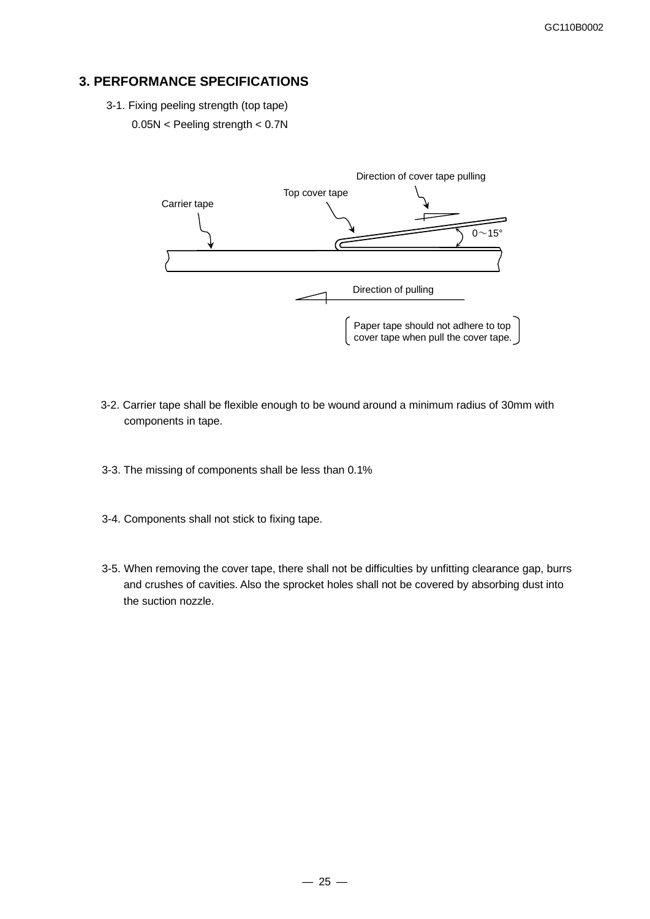## 3. PERFORMANCE SPECIFICATIONS

3-1. Fixing peeling strength (top tape)

0.05N < Peeling strength < 0.7N

Direction of cover tape pulling

Top cover tape

Carrier tape

0～15°

Direction of pulling

Paper tape should not adhere to top cover tape when pull the cover tape.

3-2. Carrier tape shall be flexible enough to be wound around a minimum radius of 30mm with components in tape.

3-3. The missing of components shall be less than 0.1%

3-4. Components shall not stick to fixing tape.

3-5. When removing the cover tape, there shall not be difficulties by unfitting clearance gap, burrs and crushes of cavities. Also the sprocket holes shall not be covered by absorbing dust into the suction nozzle.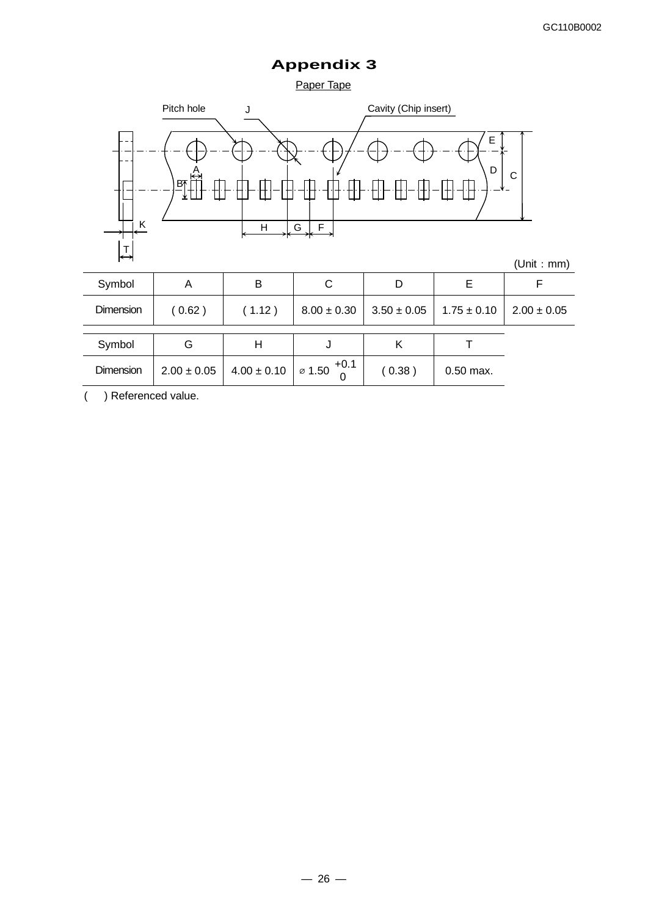# Appendix 3

Paper Tape

(Unit : mm)

| Symbol | A | B | C | D | E | F |
|---|---|---|---|---|---|---|
| Dimension | ( 0.62 ) | ( 1.12 ) | 8.00 ± 0.30 | 3.50 ± 0.05 | 1.75 ± 0.10 | 2.00 ± 0.05 |

| Symbol | G | H | J | K | T |
|---|---|---|---|---|---|
| Dimension | 2.00 ± 0.05 | 4.00 ± 0.10 | $\varnothing$ 1.50 $^{+0.1}_{0}$ | ( 0.38 ) | 0.50 max. |

( ) Referenced value.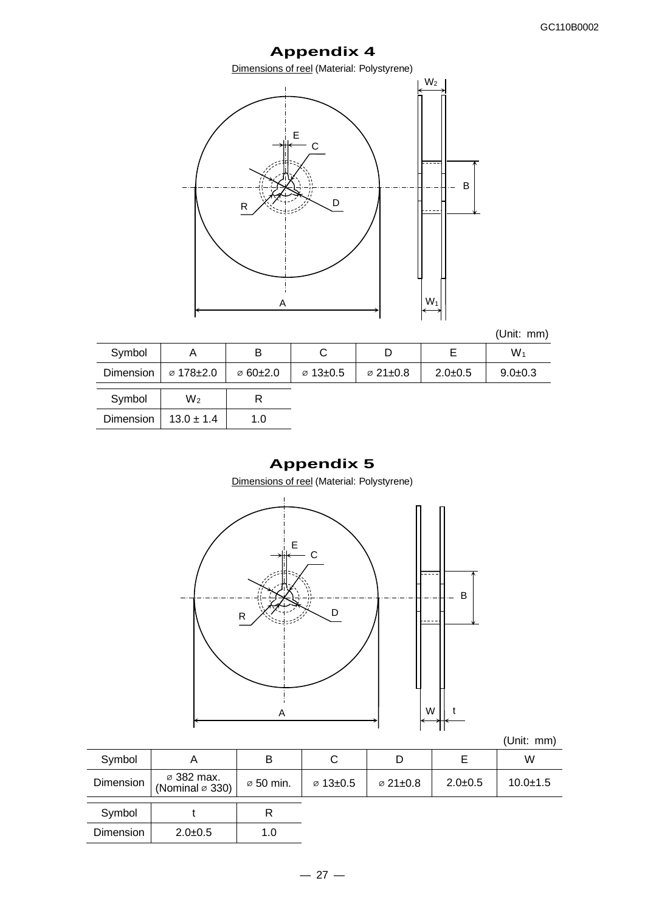# Appendix 4

Dimensions of reel (Material: Polystyrene)

W2

E

C

B

R

D

A

W1

(Unit: mm)

| Symbol | A | B | C | D | E | $W_1$ |
|---|---|---|---|---|---|---|
| Dimension | ⌀ 178±2.0 | ⌀ 60±2.0 | ⌀ 13±0.5 | ⌀ 21±0.8 | 2.0±0.5 | 9.0±0.3 |

| Symbol | $W_2$ | R |
|---|---|---|
| Dimension | 13.0 ± 1.4 | 1.0 |

# Appendix 5

Dimensions of reel (Material: Polystyrene)

E

C

B

R

D

A

W

t

(Unit: mm)

| Symbol | A | B | C | D | E | W |
|---|---|---|---|---|---|---|
| Dimension | ⌀ 382 max. (Nominal ⌀ 330) | ⌀ 50 min. | ⌀ 13±0.5 | ⌀ 21±0.8 | 2.0±0.5 | 10.0±1.5 |

| Symbol | t | R |
|---|---|---|
| Dimension | 2.0±0.5 | 1.0 |